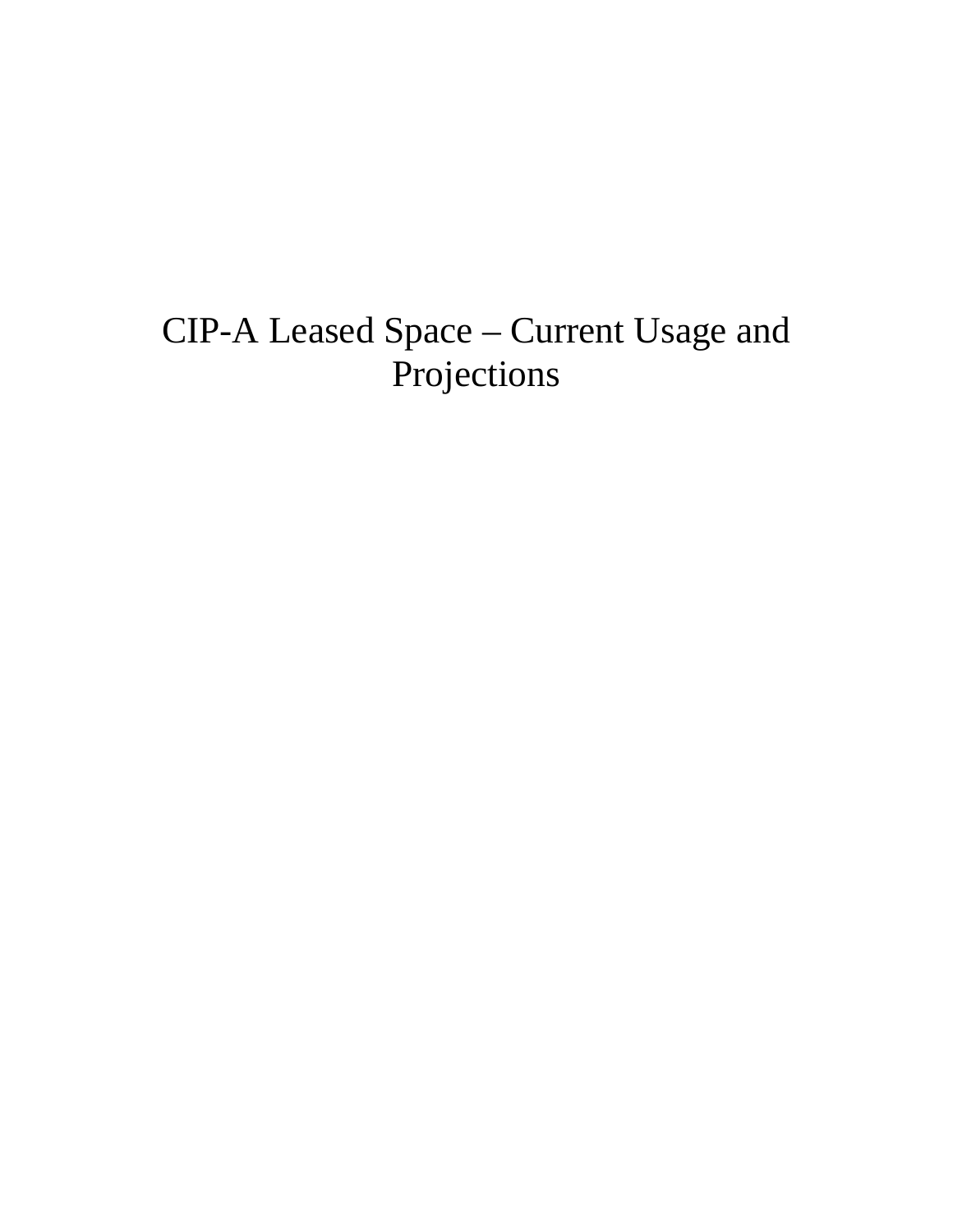# CIP-A Leased Space – Current Usage and Projections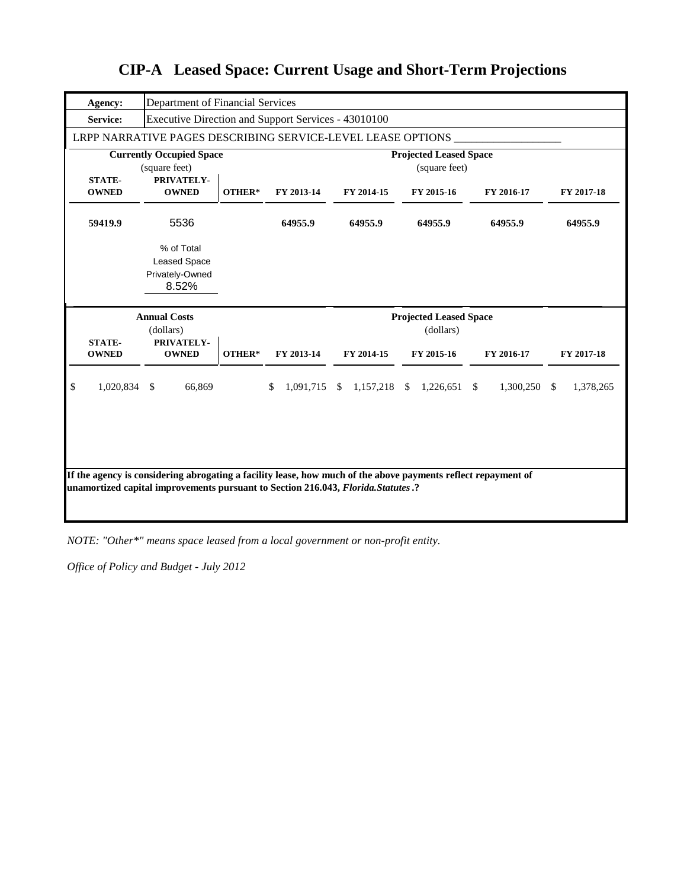# CIP-A Leased Space: Current Usage and Short-Term Projections

| **Agency:** | Department of Financial Services |
|---|---|
| **Service:** | Executive Direction and Support Services - 43010100 |

LRPP NARRATIVE PAGES DESCRIBING SERVICE-LEVEL LEASE OPTIONS ___________________

| **Currently Occupied Space** (square feet) | | | **Projected Leased Space** (square feet) | | | | |
|---|---|---|---|---|---|---|---|
| **STATE-OWNED** | **PRIVATELY-OWNED** | **OTHER*** | **FY 2013-14** | **FY 2014-15** | **FY 2015-16** | **FY 2016-17** | **FY 2017-18** |
| 59419.9 | 5536 | | 64955.9 | 64955.9 | 64955.9 | 64955.9 | 64955.9 |
| | % of Total Leased Space Privately-Owned 8.52% | | | | | | |

| **Annual Costs** (dollars) | | | **Projected Leased Space** (dollars) | | | | |
|---|---|---|---|---|---|---|---|
| **STATE-OWNED** | **PRIVATELY-OWNED** | **OTHER*** | **FY 2013-14** | **FY 2014-15** | **FY 2015-16** | **FY 2016-17** | **FY 2017-18** |
| $ 1,020,834 | $ 66,869 | | $ 1,091,715 | $ 1,157,218 | $ 1,226,651 | $ 1,300,250 | $ 1,378,265 |

**If the agency is considering abrogating a facility lease, how much of the above payments reflect repayment of unamortized capital improvements pursuant to Section 216.043, *Florida.Statutes*.?**

*NOTE: "Other*" means space leased from a local government or non-profit entity.*

*Office of Policy and Budget - July 2012*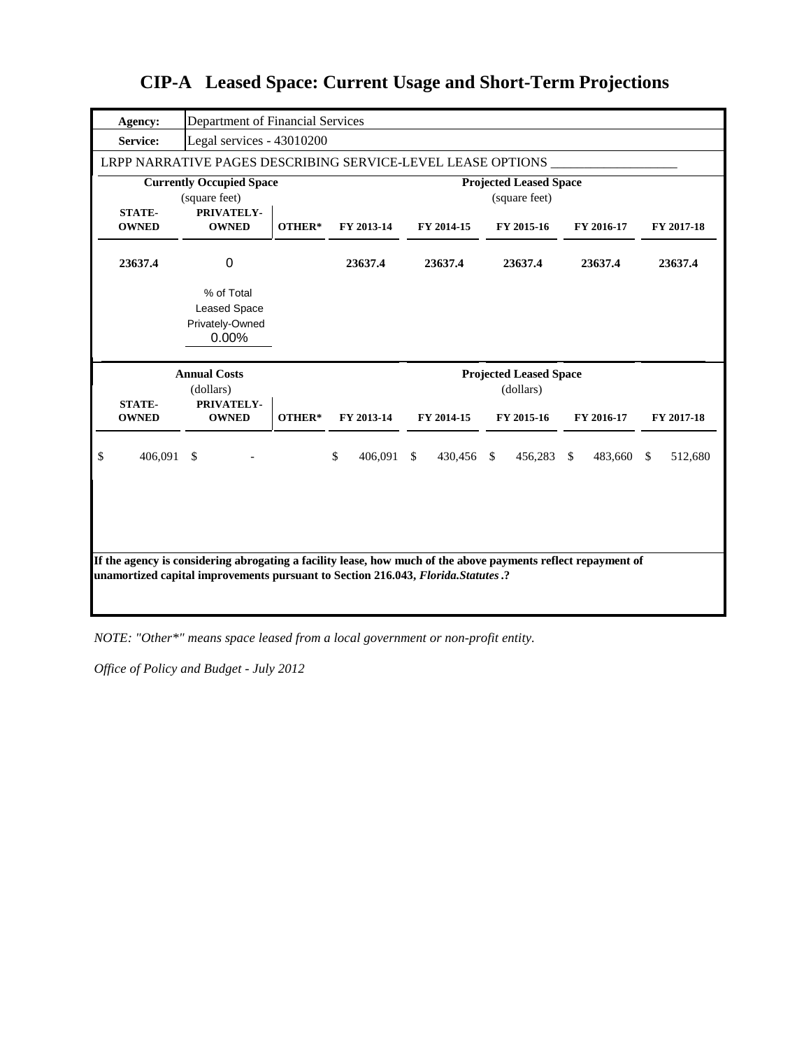# CIP-A Leased Space: Current Usage and Short-Term Projections

| **Agency:** | Department of Financial Services |
|---|---|
| **Service:** | Legal services - 43010200 |

LRPP NARRATIVE PAGES DESCRIBING SERVICE-LEVEL LEASE OPTIONS ___________________

| **Currently Occupied Space** (square feet) | | | **Projected Leased Space** (square feet) | | | | |
|---|---|---|---|---|---|---|---|
| **STATE-OWNED** | **PRIVATELY-OWNED** | **OTHER*** | **FY 2013-14** | **FY 2014-15** | **FY 2015-16** | **FY 2016-17** | **FY 2017-18** |
| **23637.4** | 0 | | **23637.4** | **23637.4** | **23637.4** | **23637.4** | **23637.4** |
| | % of Total Leased Space Privately-Owned 0.00% | | | | | | |

| **Annual Costs** (dollars) | | | **Projected Leased Space** (dollars) | | | | |
|---|---|---|---|---|---|---|---|
| **STATE-OWNED** | **PRIVATELY-OWNED** | **OTHER*** | **FY 2013-14** | **FY 2014-15** | **FY 2015-16** | **FY 2016-17** | **FY 2017-18** |
| $ 406,091 | $ - | | $ 406,091 | $ 430,456 | $ 456,283 | $ 483,660 | $ 512,680 |

**If the agency is considering abrogating a facility lease, how much of the above payments reflect repayment of unamortized capital improvements pursuant to Section 216.043, *Florida.Statutes*.?**

*NOTE: "Other*" means space leased from a local government or non-profit entity.*

*Office of Policy and Budget - July 2012*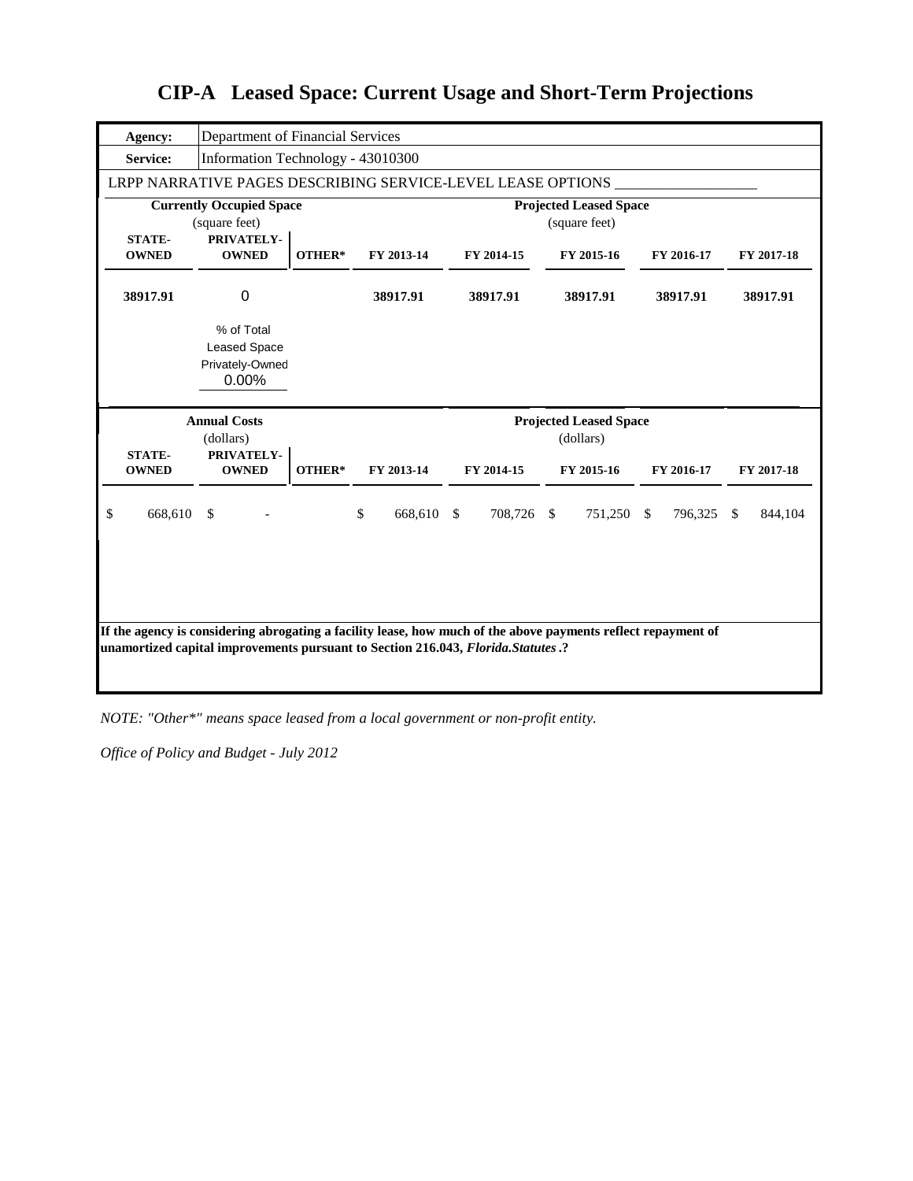# CIP-A Leased Space: Current Usage and Short-Term Projections

| **Agency:** | Department of Financial Services |
|---|---|
| **Service:** | Information Technology - 43010300 |

LRPP NARRATIVE PAGES DESCRIBING SERVICE-LEVEL LEASE OPTIONS ___________________

| **Currently Occupied Space** (square feet) | | | **Projected Leased Space** (square feet) | | | | |
|---|---|---|---|---|---|---|---|
| **STATE-OWNED** | **PRIVATELY-OWNED** | **OTHER*** | **FY 2013-14** | **FY 2014-15** | **FY 2015-16** | **FY 2016-17** | **FY 2017-18** |
| **38917.91** | 0 | | **38917.91** | **38917.91** | **38917.91** | **38917.91** | **38917.91** |
| | % of Total Leased Space Privately-Owned 0.00% | | | | | | |

| **Annual Costs** (dollars) | | | **Projected Leased Space** (dollars) | | | | |
|---|---|---|---|---|---|---|---|
| **STATE-OWNED** | **PRIVATELY-OWNED** | **OTHER*** | **FY 2013-14** | **FY 2014-15** | **FY 2015-16** | **FY 2016-17** | **FY 2017-18** |
| $ 668,610 | $ - | | $ 668,610 | $ 708,726 | $ 751,250 | $ 796,325 | $ 844,104 |

**If the agency is considering abrogating a facility lease, how much of the above payments reflect repayment of unamortized capital improvements pursuant to Section 216.043, *Florida.Statutes*.?**

*NOTE: "Other*" means space leased from a local government or non-profit entity.*

*Office of Policy and Budget - July 2012*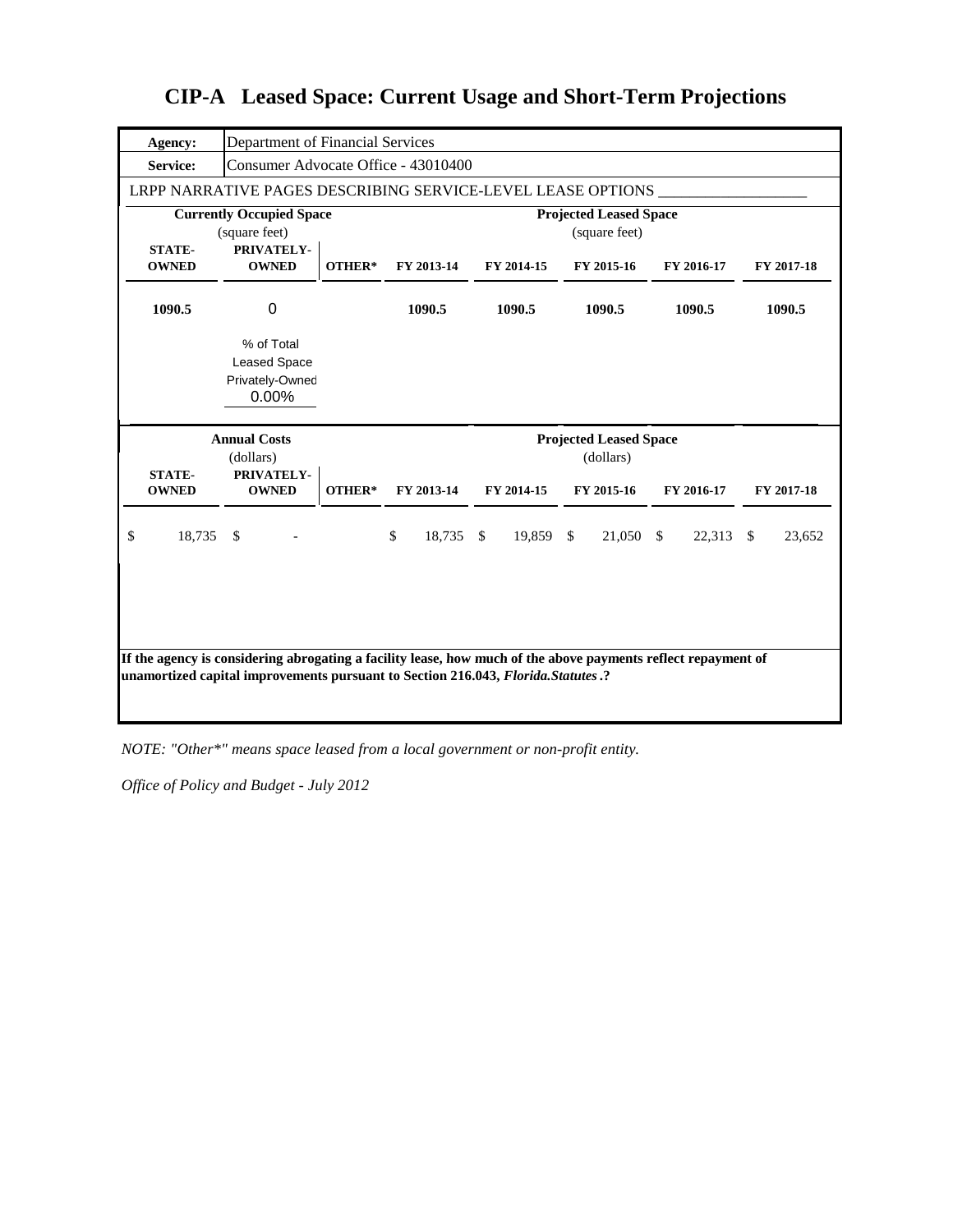# CIP-A Leased Space: Current Usage and Short-Term Projections

| **Agency:** | Department of Financial Services |
|---|---|
| **Service:** | Consumer Advocate Office - 43010400 |

LRPP NARRATIVE PAGES DESCRIBING SERVICE-LEVEL LEASE OPTIONS ___________________

| **Currently Occupied Space** (square feet) | | | **Projected Leased Space** (square feet) | | | | |
|---|---|---|---|---|---|---|---|
| **STATE-OWNED** | **PRIVATELY-OWNED** | **OTHER*** | **FY 2013-14** | **FY 2014-15** | **FY 2015-16** | **FY 2016-17** | **FY 2017-18** |
| **1090.5** | 0 | | **1090.5** | **1090.5** | **1090.5** | **1090.5** | **1090.5** |
| | % of Total Leased Space Privately-Owned 0.00% | | | | | | |

| **Annual Costs** (dollars) | | | **Projected Leased Space** (dollars) | | | | |
|---|---|---|---|---|---|---|---|
| **STATE-OWNED** | **PRIVATELY-OWNED** | **OTHER*** | **FY 2013-14** | **FY 2014-15** | **FY 2015-16** | **FY 2016-17** | **FY 2017-18** |
| $ 18,735 | $ - | | $ 18,735 | $ 19,859 | $ 21,050 | $ 22,313 | $ 23,652 |

**If the agency is considering abrogating a facility lease, how much of the above payments reflect repayment of unamortized capital improvements pursuant to Section 216.043, *Florida.Statutes*.?**

*NOTE: "Other*" means space leased from a local government or non-profit entity.*

*Office of Policy and Budget - July 2012*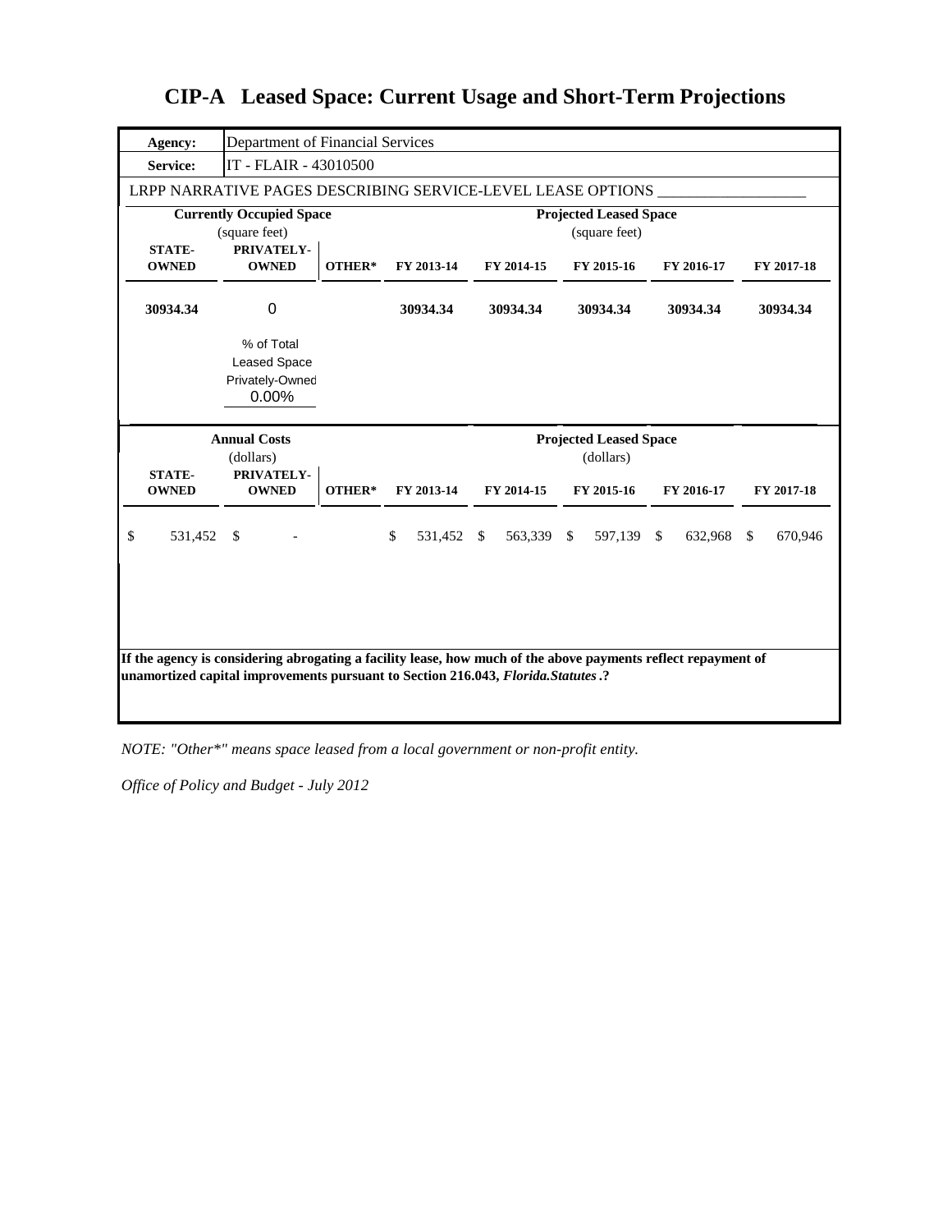# CIP-A Leased Space: Current Usage and Short-Term Projections

| **Agency:** | Department of Financial Services |
|---|---|
| **Service:** | IT - FLAIR - 43010500 |

LRPP NARRATIVE PAGES DESCRIBING SERVICE-LEVEL LEASE OPTIONS ___________________

| **Currently Occupied Space** (square feet) | | | **Projected Leased Space** (square feet) | | | | |
|---|---|---|---|---|---|---|---|
| **STATE-OWNED** | **PRIVATELY-OWNED** | **OTHER*** | **FY 2013-14** | **FY 2014-15** | **FY 2015-16** | **FY 2016-17** | **FY 2017-18** |
| **30934.34** | 0 | | **30934.34** | **30934.34** | **30934.34** | **30934.34** | **30934.34** |

% of Total Leased Space Privately-Owned: 0.00%

| **Annual Costs** (dollars) | | | **Projected Leased Space** (dollars) | | | | |
|---|---|---|---|---|---|---|---|
| **STATE-OWNED** | **PRIVATELY-OWNED** | **OTHER*** | **FY 2013-14** | **FY 2014-15** | **FY 2015-16** | **FY 2016-17** | **FY 2017-18** |
| $ 531,452 | $ - | | $ 531,452 | $ 563,339 | $ 597,139 | $ 632,968 | $ 670,946 |

**If the agency is considering abrogating a facility lease, how much of the above payments reflect repayment of unamortized capital improvements pursuant to Section 216.043, *Florida.Statutes*.?**

*NOTE: "Other*" means space leased from a local government or non-profit entity.*

*Office of Policy and Budget - July 2012*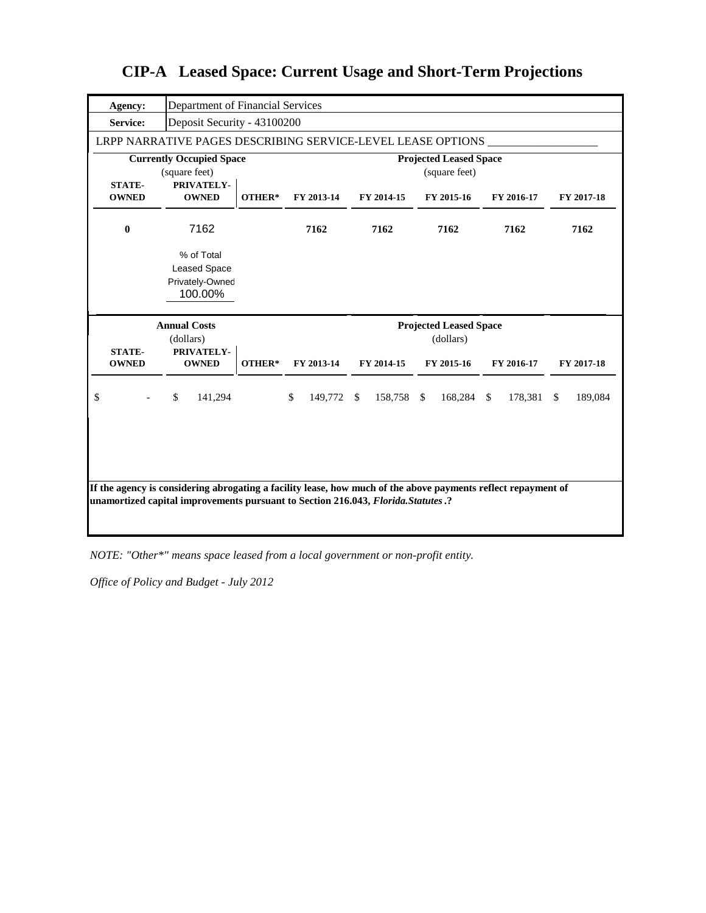# CIP-A Leased Space: Current Usage and Short-Term Projections

| **Agency:** | Department of Financial Services |
|---|---|
| **Service:** | Deposit Security - 43100200 |

LRPP NARRATIVE PAGES DESCRIBING SERVICE-LEVEL LEASE OPTIONS ___________________

| **Currently Occupied Space** (square feet) | | | **Projected Leased Space** (square feet) | | | | |
|---|---|---|---|---|---|---|---|
| **STATE-OWNED** | **PRIVATELY-OWNED** | **OTHER*** | **FY 2013-14** | **FY 2014-15** | **FY 2015-16** | **FY 2016-17** | **FY 2017-18** |
| **0** | 7162 | | **7162** | **7162** | **7162** | **7162** | **7162** |
| | % of Total Leased Space Privately-Owned 100.00% | | | | | | |

| **Annual Costs** (dollars) | | | **Projected Leased Space** (dollars) | | | | |
|---|---|---|---|---|---|---|---|
| **STATE-OWNED** | **PRIVATELY-OWNED** | **OTHER*** | **FY 2013-14** | **FY 2014-15** | **FY 2015-16** | **FY 2016-17** | **FY 2017-18** |
| $ - | $ 141,294 | | $ 149,772 | $ 158,758 | $ 168,284 | $ 178,381 | $ 189,084 |

**If the agency is considering abrogating a facility lease, how much of the above payments reflect repayment of unamortized capital improvements pursuant to Section 216.043, *Florida.Statutes*.?**

*NOTE: "Other*" means space leased from a local government or non-profit entity.*

*Office of Policy and Budget - July 2012*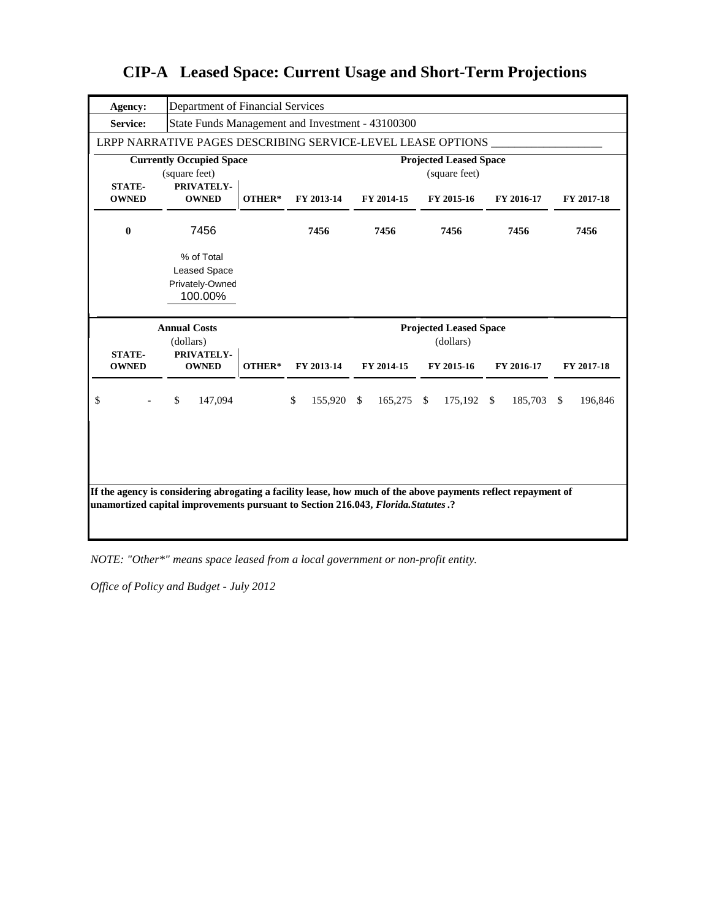# CIP-A Leased Space: Current Usage and Short-Term Projections

| | |
|---|---|
| **Agency:** | Department of Financial Services |
| **Service:** | State Funds Management and Investment - 43100300 |

LRPP NARRATIVE PAGES DESCRIBING SERVICE-LEVEL LEASE OPTIONS ___________________

| **Currently Occupied Space** (square feet) | | | **Projected Leased Space** (square feet) | | | | |
|---|---|---|---|---|---|---|---|
| **STATE-OWNED** | **PRIVATELY-OWNED** | **OTHER*** | **FY 2013-14** | **FY 2014-15** | **FY 2015-16** | **FY 2016-17** | **FY 2017-18** |
| **0** | 7456 | | **7456** | **7456** | **7456** | **7456** | **7456** |
| | % of Total Leased Space Privately-Owned 100.00% | | | | | | |

| **Annual Costs** (dollars) | | | **Projected Leased Space** (dollars) | | | | |
|---|---|---|---|---|---|---|---|
| **STATE-OWNED** | **PRIVATELY-OWNED** | **OTHER*** | **FY 2013-14** | **FY 2014-15** | **FY 2015-16** | **FY 2016-17** | **FY 2017-18** |
| $ - | $ 147,094 | | $ 155,920 | $ 165,275 | $ 175,192 | $ 185,703 | $ 196,846 |

**If the agency is considering abrogating a facility lease, how much of the above payments reflect repayment of unamortized capital improvements pursuant to Section 216.043, *Florida.Statutes*.?**

*NOTE: "Other*" means space leased from a local government or non-profit entity.*

*Office of Policy and Budget - July 2012*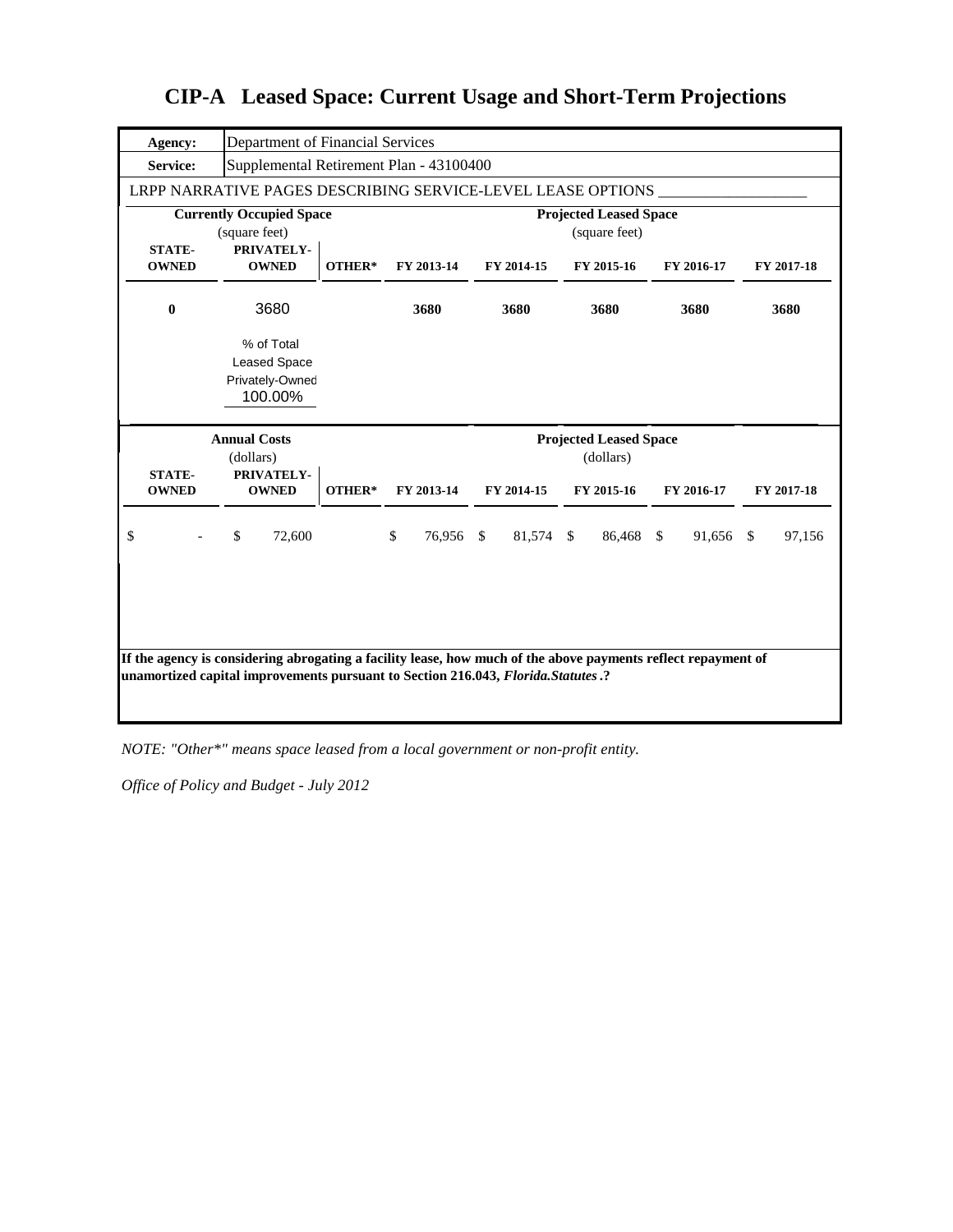# CIP-A Leased Space: Current Usage and Short-Term Projections

| | |
|---|---|
| **Agency:** | Department of Financial Services |
| **Service:** | Supplemental Retirement Plan - 43100400 |

LRPP NARRATIVE PAGES DESCRIBING SERVICE-LEVEL LEASE OPTIONS ___________________

| **Currently Occupied Space** (square feet) | | | **Projected Leased Space** (square feet) | | | | |
|---|---|---|---|---|---|---|---|
| **STATE-OWNED** | **PRIVATELY-OWNED** | **OTHER*** | **FY 2013-14** | **FY 2014-15** | **FY 2015-16** | **FY 2016-17** | **FY 2017-18** |
| **0** | 3680 | | **3680** | **3680** | **3680** | **3680** | **3680** |
| | % of Total Leased Space Privately-Owned 100.00% | | | | | | |

| **Annual Costs** (dollars) | | | **Projected Leased Space** (dollars) | | | | |
|---|---|---|---|---|---|---|---|
| **STATE-OWNED** | **PRIVATELY-OWNED** | **OTHER*** | **FY 2013-14** | **FY 2014-15** | **FY 2015-16** | **FY 2016-17** | **FY 2017-18** |
| $ - | $ 72,600 | | $ 76,956 | $ 81,574 | $ 86,468 | $ 91,656 | $ 97,156 |

**If the agency is considering abrogating a facility lease, how much of the above payments reflect repayment of unamortized capital improvements pursuant to Section 216.043, *Florida.Statutes*.?**

*NOTE: "Other*" means space leased from a local government or non-profit entity.*

*Office of Policy and Budget - July 2012*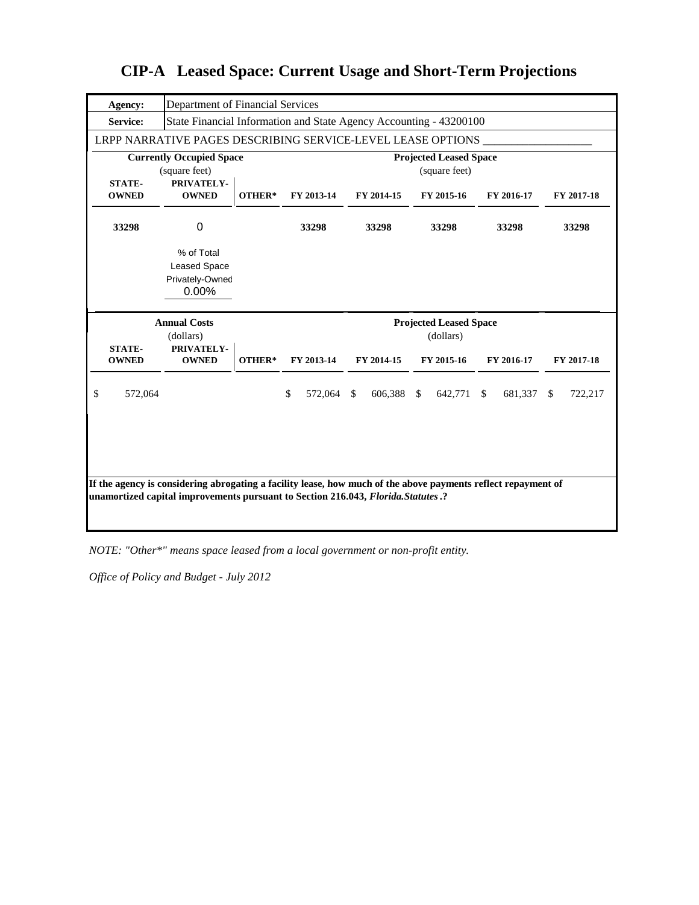# CIP-A Leased Space: Current Usage and Short-Term Projections

| **Agency:** | Department of Financial Services |
|---|---|
| **Service:** | State Financial Information and State Agency Accounting - 43200100 |

LRPP NARRATIVE PAGES DESCRIBING SERVICE-LEVEL LEASE OPTIONS ___________________

| **Currently Occupied Space** (square feet) | | | **Projected Leased Space** (square feet) | | | | |
|---|---|---|---|---|---|---|---|
| **STATE-OWNED** | **PRIVATELY-OWNED** | **OTHER*** | **FY 2013-14** | **FY 2014-15** | **FY 2015-16** | **FY 2016-17** | **FY 2017-18** |
| **33298** | 0 | | **33298** | **33298** | **33298** | **33298** | **33298** |
| | % of Total Leased Space Privately-Owned 0.00% | | | | | | |

| **Annual Costs** (dollars) | | | **Projected Leased Space** (dollars) | | | | |
|---|---|---|---|---|---|---|---|
| **STATE-OWNED** | **PRIVATELY-OWNED** | **OTHER*** | **FY 2013-14** | **FY 2014-15** | **FY 2015-16** | **FY 2016-17** | **FY 2017-18** |
| $ 572,064 | | | $ 572,064 | $ 606,388 | $ 642,771 | $ 681,337 | $ 722,217 |

**If the agency is considering abrogating a facility lease, how much of the above payments reflect repayment of unamortized capital improvements pursuant to Section 216.043, *Florida.Statutes*.?**

*NOTE: "Other*" means space leased from a local government or non-profit entity.*

*Office of Policy and Budget - July 2012*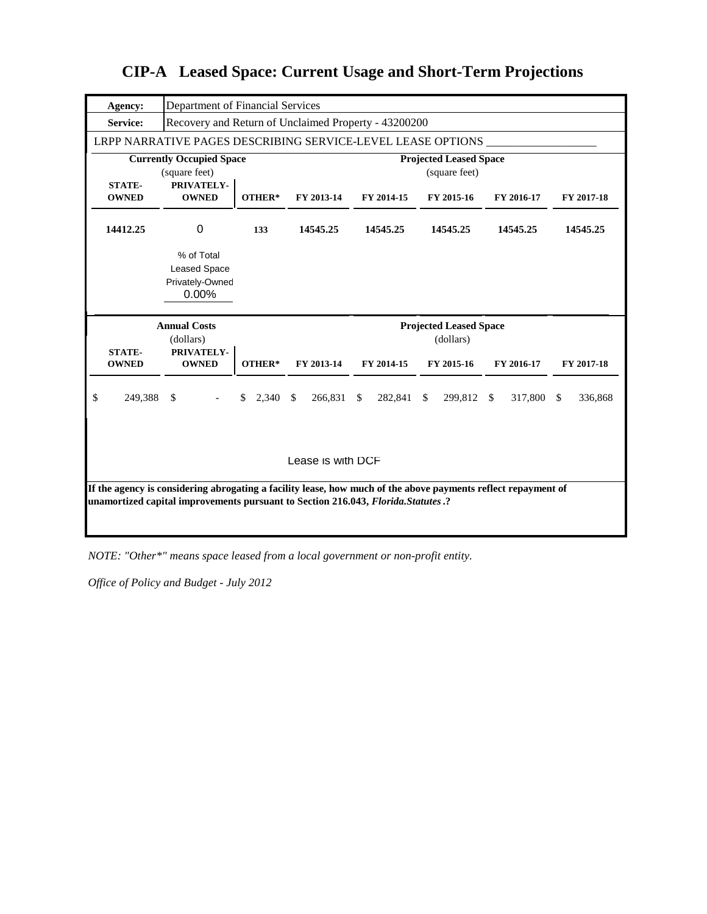# CIP-A Leased Space: Current Usage and Short-Term Projections

| **Agency:** | Department of Financial Services |
|---|---|
| **Service:** | Recovery and Return of Unclaimed Property - 43200200 |

LRPP NARRATIVE PAGES DESCRIBING SERVICE-LEVEL LEASE OPTIONS ___________________

| **Currently Occupied Space** (square feet) | | | **Projected Leased Space** (square feet) | | | | |
|---|---|---|---|---|---|---|---|
| **STATE-OWNED** | **PRIVATELY-OWNED** | **OTHER*** | **FY 2013-14** | **FY 2014-15** | **FY 2015-16** | **FY 2016-17** | **FY 2017-18** |
| 14412.25 | 0 | 133 | 14545.25 | 14545.25 | 14545.25 | 14545.25 | 14545.25 |
| | % of Total Leased Space Privately-Owned 0.00% | | | | | | |

| **Annual Costs** (dollars) | | | **Projected Leased Space** (dollars) | | | | |
|---|---|---|---|---|---|---|---|
| **STATE-OWNED** | **PRIVATELY-OWNED** | **OTHER*** | **FY 2013-14** | **FY 2014-15** | **FY 2015-16** | **FY 2016-17** | **FY 2017-18** |
| $ 249,388 | $ - | $ 2,340 | $ 266,831 | $ 282,841 | $ 299,812 | $ 317,800 | $ 336,868 |

Lease is with DCF

**If the agency is considering abrogating a facility lease, how much of the above payments reflect repayment of unamortized capital improvements pursuant to Section 216.043, *Florida.Statutes*.?**

*NOTE: "Other*" means space leased from a local government or non-profit entity.*

*Office of Policy and Budget - July 2012*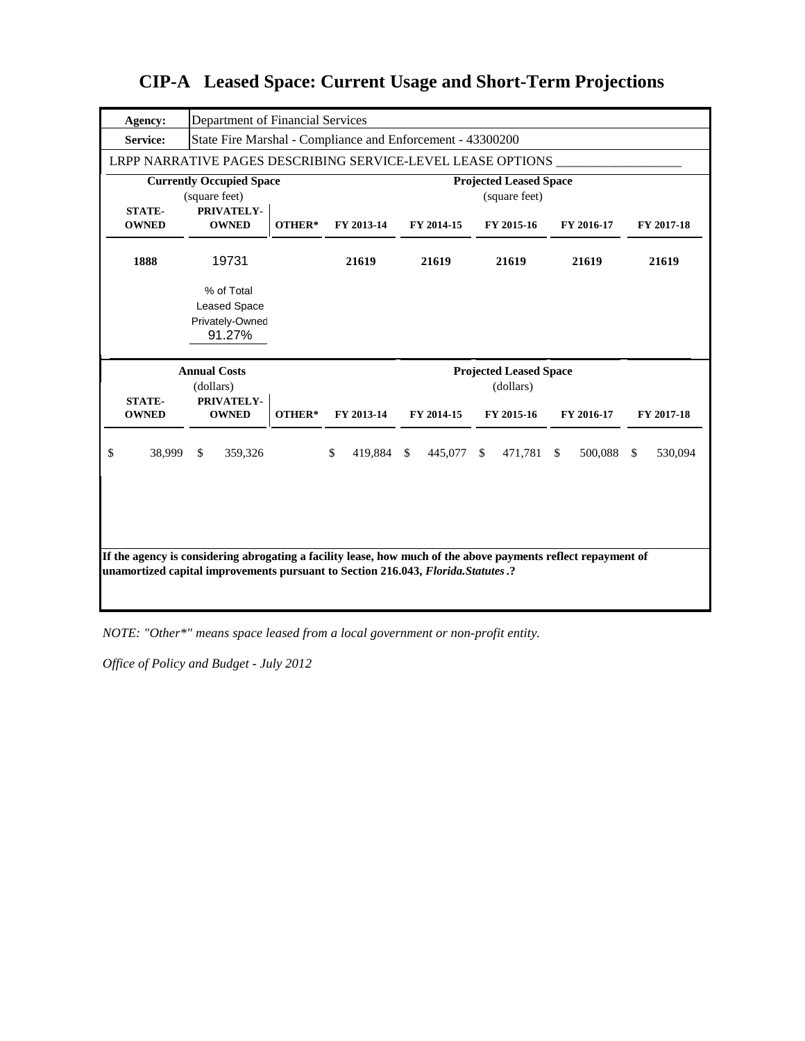# CIP-A Leased Space: Current Usage and Short-Term Projections

| **Agency:** | Department of Financial Services |
|---|---|
| **Service:** | State Fire Marshal - Compliance and Enforcement - 43300200 |

LRPP NARRATIVE PAGES DESCRIBING SERVICE-LEVEL LEASE OPTIONS ___________________

| **Currently Occupied Space** (square feet) | | | **Projected Leased Space** (square feet) | | | | |
|---|---|---|---|---|---|---|---|
| **STATE-OWNED** | **PRIVATELY-OWNED** | **OTHER*** | **FY 2013-14** | **FY 2014-15** | **FY 2015-16** | **FY 2016-17** | **FY 2017-18** |
| **1888** | 19731 | | **21619** | **21619** | **21619** | **21619** | **21619** |
| | % of Total Leased Space Privately-Owned 91.27% | | | | | | |

| **Annual Costs** (dollars) | | | **Projected Leased Space** (dollars) | | | | |
|---|---|---|---|---|---|---|---|
| **STATE-OWNED** | **PRIVATELY-OWNED** | **OTHER*** | **FY 2013-14** | **FY 2014-15** | **FY 2015-16** | **FY 2016-17** | **FY 2017-18** |
| $ 38,999 | $ 359,326 | | $ 419,884 | $ 445,077 | $ 471,781 | $ 500,088 | $ 530,094 |

**If the agency is considering abrogating a facility lease, how much of the above payments reflect repayment of unamortized capital improvements pursuant to Section 216.043, *Florida.Statutes*.?**

*NOTE: "Other*" means space leased from a local government or non-profit entity.*

*Office of Policy and Budget - July 2012*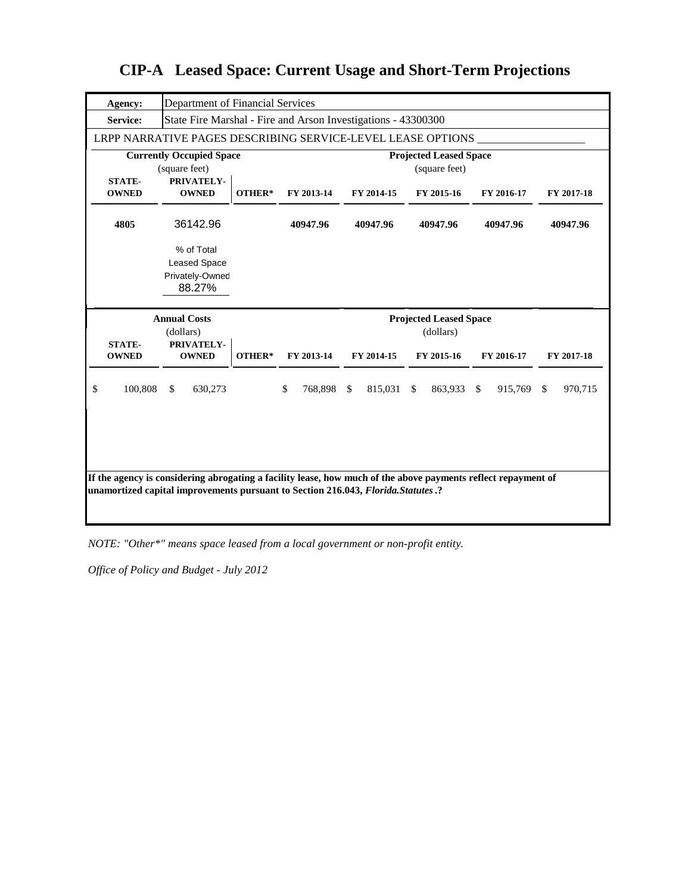# CIP-A Leased Space: Current Usage and Short-Term Projections

| **Agency:** | Department of Financial Services |
|---|---|
| **Service:** | State Fire Marshal - Fire and Arson Investigations - 43300300 |

LRPP NARRATIVE PAGES DESCRIBING SERVICE-LEVEL LEASE OPTIONS ___________________

| **Currently Occupied Space** (square feet) | | | **Projected Leased Space** (square feet) | | | | |
|---|---|---|---|---|---|---|---|
| **STATE-OWNED** | **PRIVATELY-OWNED** | **OTHER*** | **FY 2013-14** | **FY 2014-15** | **FY 2015-16** | **FY 2016-17** | **FY 2017-18** |
| **4805** | 36142.96 | | **40947.96** | **40947.96** | **40947.96** | **40947.96** | **40947.96** |
| | % of Total Leased Space Privately-Owned 88.27% | | | | | | |

| **Annual Costs** (dollars) | | | **Projected Leased Space** (dollars) | | | | |
|---|---|---|---|---|---|---|---|
| **STATE-OWNED** | **PRIVATELY-OWNED** | **OTHER*** | **FY 2013-14** | **FY 2014-15** | **FY 2015-16** | **FY 2016-17** | **FY 2017-18** |
| $ 100,808 | $ 630,273 | | $ 768,898 | $ 815,031 | $ 863,933 | $ 915,769 | $ 970,715 |

**If the agency is considering abrogating a facility lease, how much of the above payments reflect repayment of unamortized capital improvements pursuant to Section 216.043, *Florida.Statutes*.?**

*NOTE: "Other*" means space leased from a local government or non-profit entity.*

*Office of Policy and Budget - July 2012*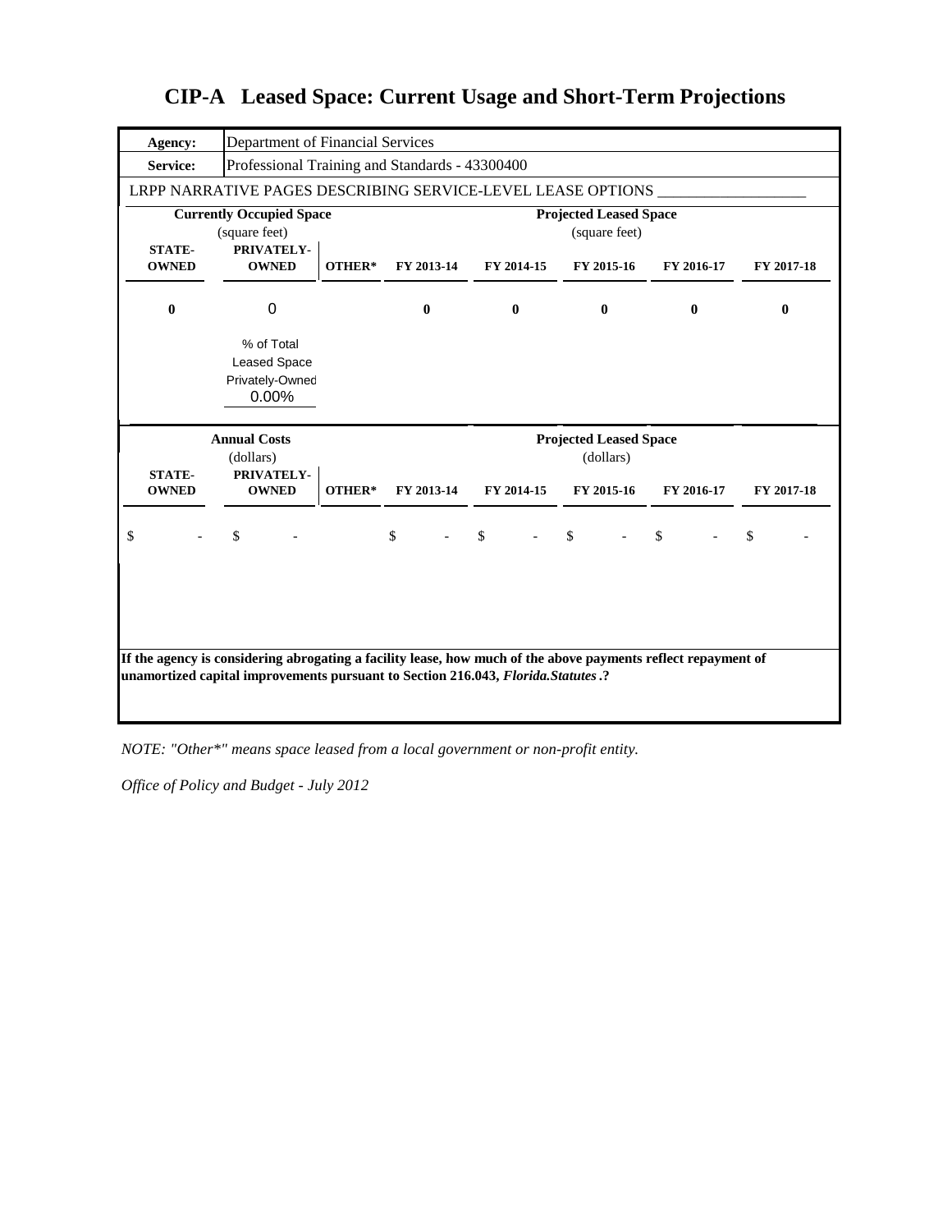# CIP-A Leased Space: Current Usage and Short-Term Projections

| **Agency:** | Department of Financial Services |
|---|---|
| **Service:** | Professional Training and Standards - 43300400 |

LRPP NARRATIVE PAGES DESCRIBING SERVICE-LEVEL LEASE OPTIONS ___________________

| **Currently Occupied Space** (square feet) | | | **Projected Leased Space** (square feet) | | | | |
|---|---|---|---|---|---|---|---|
| **STATE-OWNED** | **PRIVATELY-OWNED** | **OTHER*** | **FY 2013-14** | **FY 2014-15** | **FY 2015-16** | **FY 2016-17** | **FY 2017-18** |
| **0** | 0 | | **0** | **0** | **0** | **0** | **0** |
| | % of Total Leased Space Privately-Owned 0.00% | | | | | | |

| **Annual Costs** (dollars) | | | **Projected Leased Space** (dollars) | | | | |
|---|---|---|---|---|---|---|---|
| **STATE-OWNED** | **PRIVATELY-OWNED** | **OTHER*** | **FY 2013-14** | **FY 2014-15** | **FY 2015-16** | **FY 2016-17** | **FY 2017-18** |
| $ - | $ - | | $ - | $ - | $ - | $ - | $ - |

**If the agency is considering abrogating a facility lease, how much of the above payments reflect repayment of unamortized capital improvements pursuant to Section 216.043, *Florida.Statutes*.?**

*NOTE: "Other*" means space leased from a local government or non-profit entity.*

*Office of Policy and Budget - July 2012*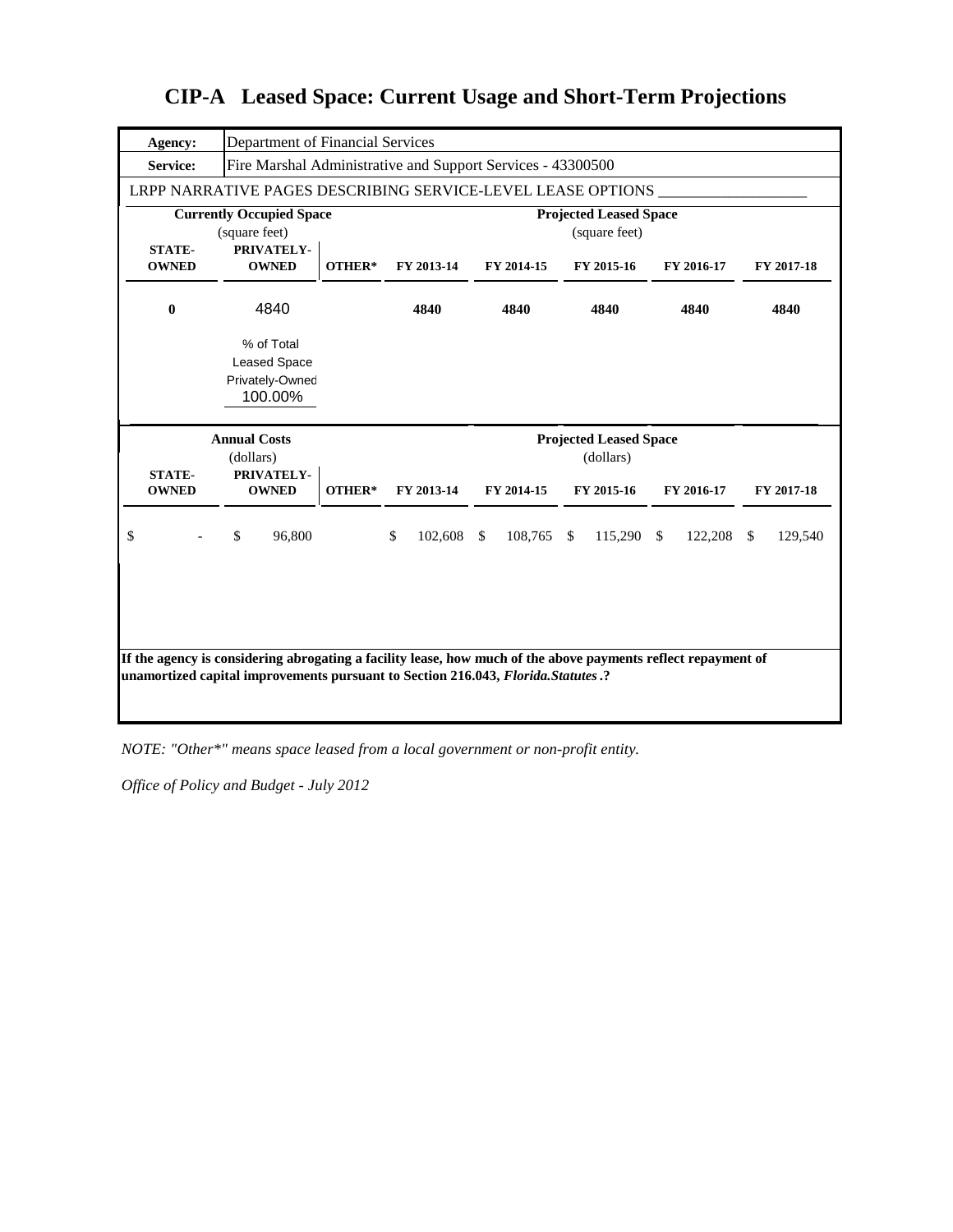# CIP-A Leased Space: Current Usage and Short-Term Projections

| | |
|---|---|
| **Agency:** | Department of Financial Services |
| **Service:** | Fire Marshal Administrative and Support Services - 43300500 |

LRPP NARRATIVE PAGES DESCRIBING SERVICE-LEVEL LEASE OPTIONS ___________________

| **Currently Occupied Space** (square feet) | | | **Projected Leased Space** (square feet) | | | | |
|---|---|---|---|---|---|---|---|
| **STATE-OWNED** | **PRIVATELY-OWNED** | **OTHER*** | **FY 2013-14** | **FY 2014-15** | **FY 2015-16** | **FY 2016-17** | **FY 2017-18** |
| **0** | 4840 | | **4840** | **4840** | **4840** | **4840** | **4840** |
| | % of Total Leased Space Privately-Owned 100.00% | | | | | | |

| **Annual Costs** (dollars) | | | **Projected Leased Space** (dollars) | | | | |
|---|---|---|---|---|---|---|---|
| **STATE-OWNED** | **PRIVATELY-OWNED** | **OTHER*** | **FY 2013-14** | **FY 2014-15** | **FY 2015-16** | **FY 2016-17** | **FY 2017-18** |
| $ - | $ 96,800 | | $ 102,608 | $ 108,765 | $ 115,290 | $ 122,208 | $ 129,540 |

**If the agency is considering abrogating a facility lease, how much of the above payments reflect repayment of unamortized capital improvements pursuant to Section 216.043, *Florida.Statutes*.?**

*NOTE: "Other*" means space leased from a local government or non-profit entity.*

*Office of Policy and Budget - July 2012*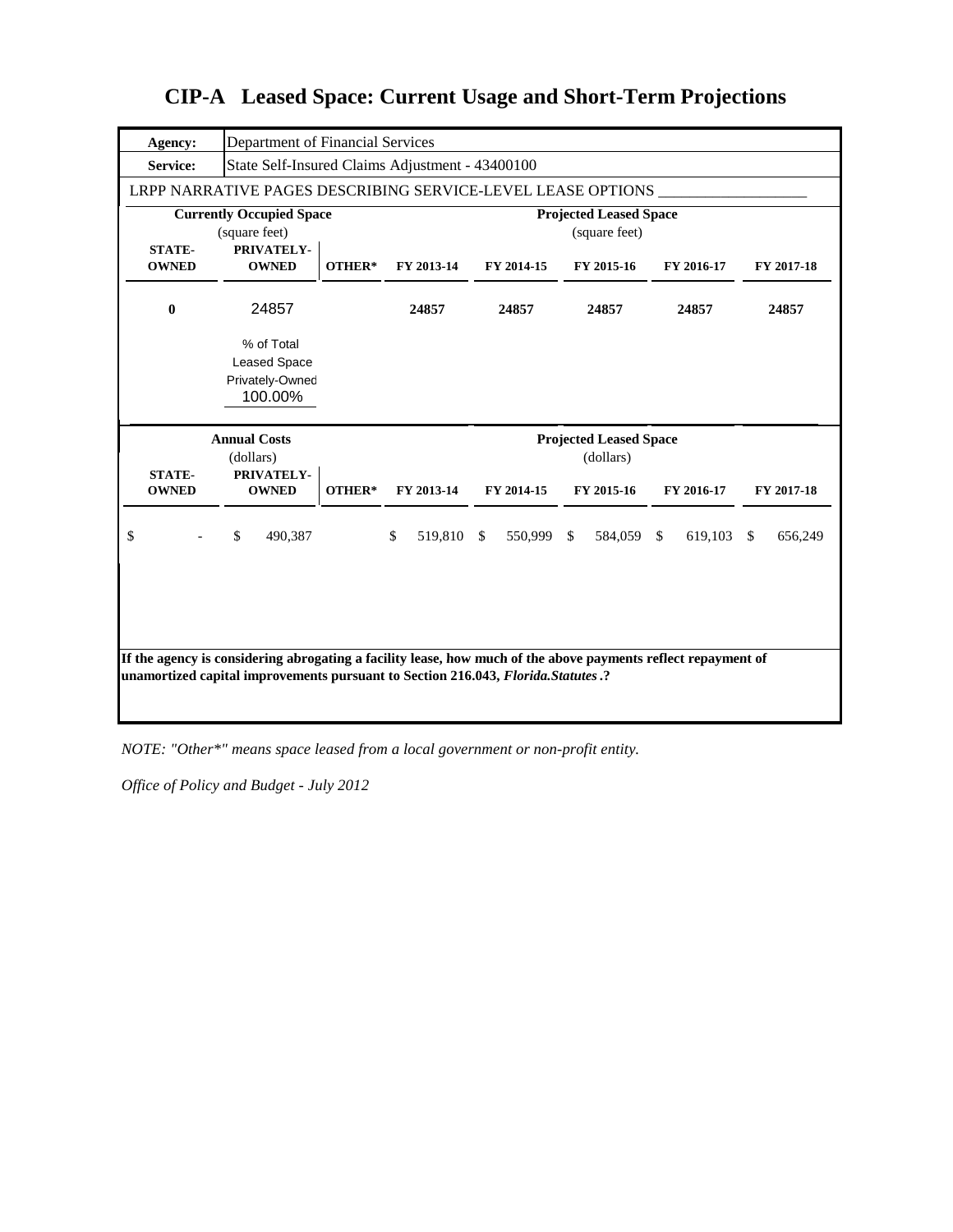# CIP-A Leased Space: Current Usage and Short-Term Projections

| **Agency:** | Department of Financial Services |
|---|---|
| **Service:** | State Self-Insured Claims Adjustment - 43400100 |

LRPP NARRATIVE PAGES DESCRIBING SERVICE-LEVEL LEASE OPTIONS ___________________

| **Currently Occupied Space** (square feet) | | | **Projected Leased Space** (square feet) | | | | |
|---|---|---|---|---|---|---|---|
| **STATE-OWNED** | **PRIVATELY-OWNED** | **OTHER*** | **FY 2013-14** | **FY 2014-15** | **FY 2015-16** | **FY 2016-17** | **FY 2017-18** |
| **0** | 24857 | | **24857** | **24857** | **24857** | **24857** | **24857** |
| | % of Total Leased Space Privately-Owned 100.00% | | | | | | |

| **Annual Costs** (dollars) | | | **Projected Leased Space** (dollars) | | | | |
|---|---|---|---|---|---|---|---|
| **STATE-OWNED** | **PRIVATELY-OWNED** | **OTHER*** | **FY 2013-14** | **FY 2014-15** | **FY 2015-16** | **FY 2016-17** | **FY 2017-18** |
| $ - | $ 490,387 | | $ 519,810 | $ 550,999 | $ 584,059 | $ 619,103 | $ 656,249 |

**If the agency is considering abrogating a facility lease, how much of the above payments reflect repayment of unamortized capital improvements pursuant to Section 216.043, *Florida.Statutes*.?**

*NOTE: "Other*" means space leased from a local government or non-profit entity.*

*Office of Policy and Budget - July 2012*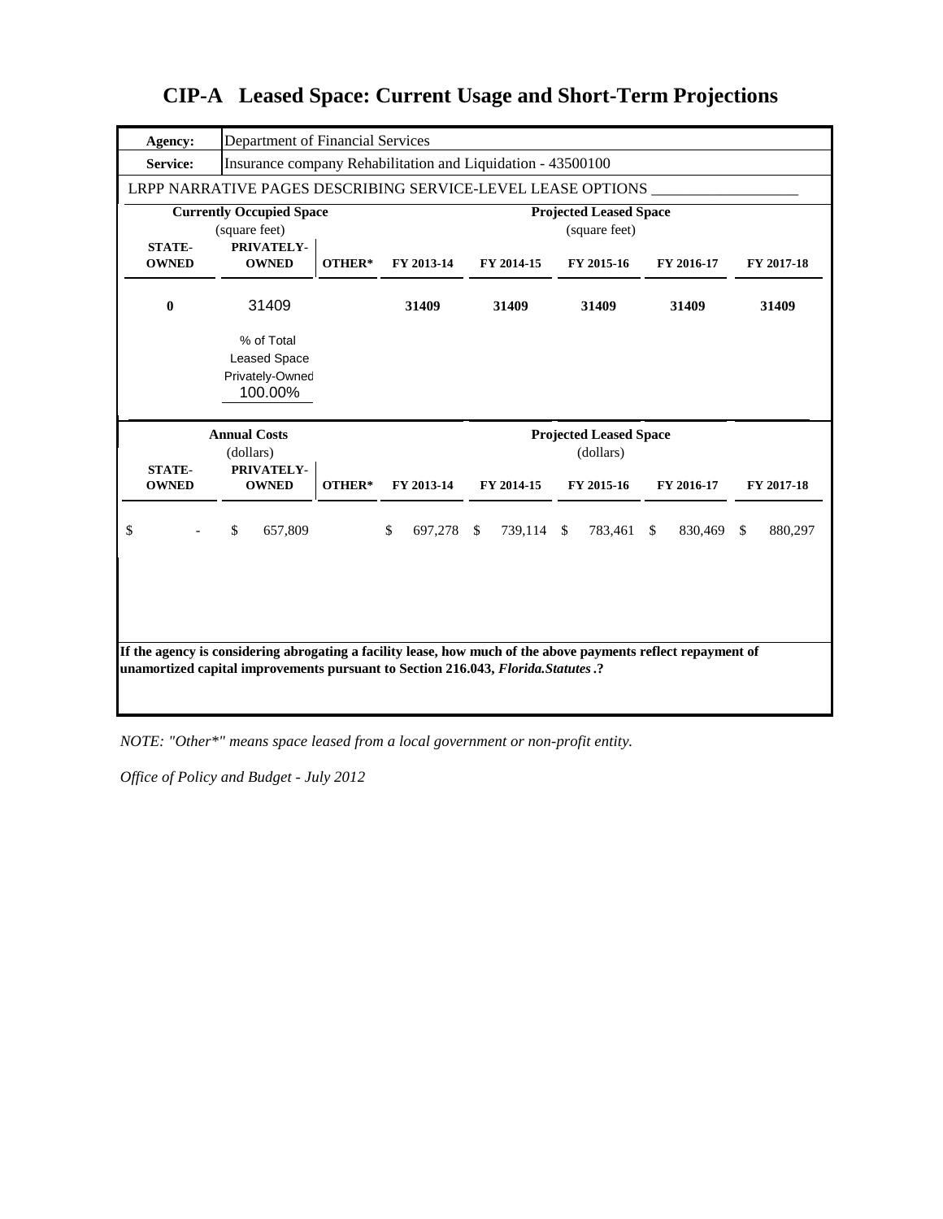# CIP-A Leased Space: Current Usage and Short-Term Projections

| **Agency:** | Department of Financial Services |
|---|---|
| **Service:** | Insurance company Rehabilitation and Liquidation - 43500100 |

LRPP NARRATIVE PAGES DESCRIBING SERVICE-LEVEL LEASE OPTIONS ___________________

| **Currently Occupied Space** (square feet) | | | **Projected Leased Space** (square feet) | | | | |
|---|---|---|---|---|---|---|---|
| **STATE-OWNED** | **PRIVATELY-OWNED** | **OTHER*** | **FY 2013-14** | **FY 2014-15** | **FY 2015-16** | **FY 2016-17** | **FY 2017-18** |
| **0** | 31409 | | **31409** | **31409** | **31409** | **31409** | **31409** |
| | % of Total Leased Space Privately-Owned 100.00% | | | | | | |

| **Annual Costs** (dollars) | | | **Projected Leased Space** (dollars) | | | | |
|---|---|---|---|---|---|---|---|
| **STATE-OWNED** | **PRIVATELY-OWNED** | **OTHER*** | **FY 2013-14** | **FY 2014-15** | **FY 2015-16** | **FY 2016-17** | **FY 2017-18** |
| $ - | $ 657,809 | | $ 697,278 | $ 739,114 | $ 783,461 | $ 830,469 | $ 880,297 |

**If the agency is considering abrogating a facility lease, how much of the above payments reflect repayment of unamortized capital improvements pursuant to Section 216.043, *Florida.Statutes*.?**

*NOTE: "Other*" means space leased from a local government or non-profit entity.*

*Office of Policy and Budget - July 2012*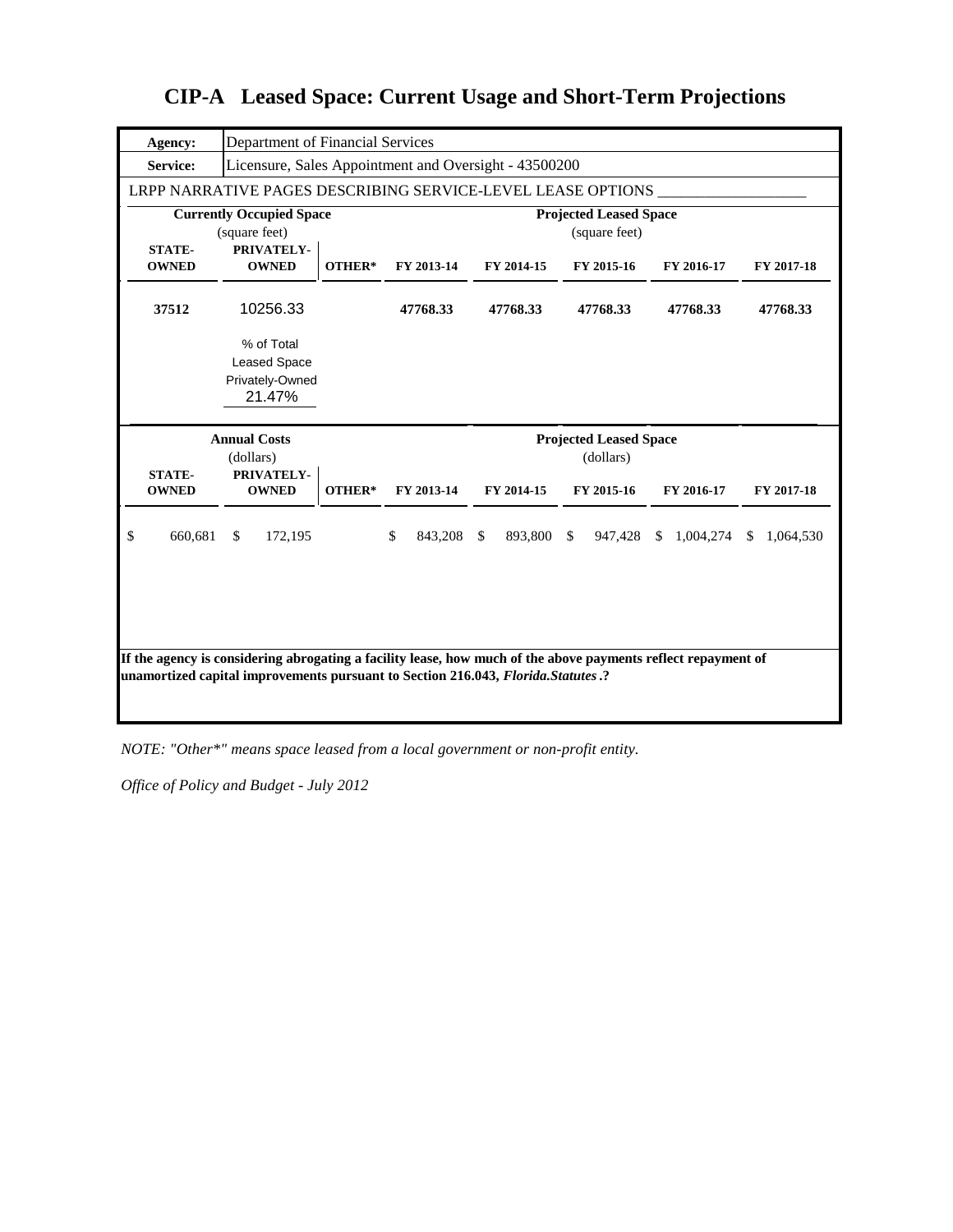# CIP-A Leased Space: Current Usage and Short-Term Projections

| **Agency:** | Department of Financial Services |
|---|---|
| **Service:** | Licensure, Sales Appointment and Oversight - 43500200 |

LRPP NARRATIVE PAGES DESCRIBING SERVICE-LEVEL LEASE OPTIONS ___________________

| **Currently Occupied Space** (square feet) | | | **Projected Leased Space** (square feet) | | | | |
|---|---|---|---|---|---|---|---|
| **STATE-OWNED** | **PRIVATELY-OWNED** | **OTHER*** | **FY 2013-14** | **FY 2014-15** | **FY 2015-16** | **FY 2016-17** | **FY 2017-18** |
| **37512** | 10256.33 | | **47768.33** | **47768.33** | **47768.33** | **47768.33** | **47768.33** |
| | % of Total Leased Space Privately-Owned 21.47% | | | | | | |

| **Annual Costs** (dollars) | | | **Projected Leased Space** (dollars) | | | | |
|---|---|---|---|---|---|---|---|
| **STATE-OWNED** | **PRIVATELY-OWNED** | **OTHER*** | **FY 2013-14** | **FY 2014-15** | **FY 2015-16** | **FY 2016-17** | **FY 2017-18** |
| $ 660,681 | $ 172,195 | | $ 843,208 | $ 893,800 | $ 947,428 | $ 1,004,274 | $ 1,064,530 |

**If the agency is considering abrogating a facility lease, how much of the above payments reflect repayment of unamortized capital improvements pursuant to Section 216.043, *Florida.Statutes*.?**

*NOTE: "Other*" means space leased from a local government or non-profit entity.*

*Office of Policy and Budget - July 2012*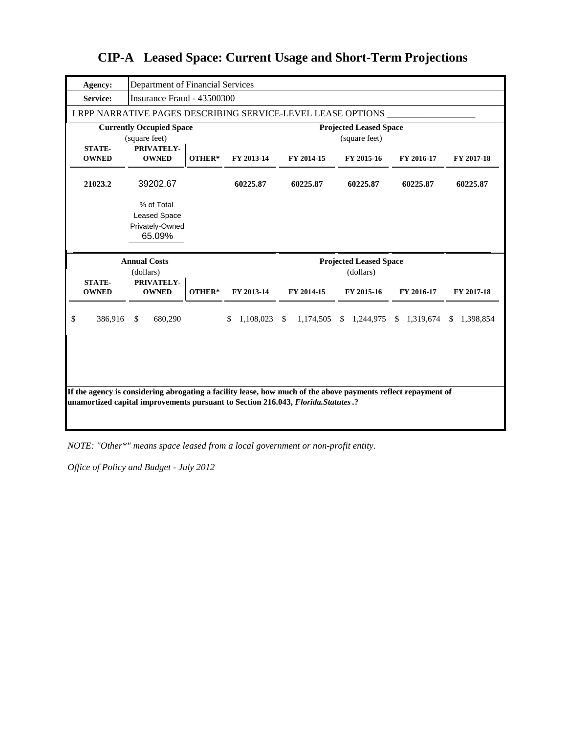# CIP-A Leased Space: Current Usage and Short-Term Projections

| **Agency:** | Department of Financial Services |
|---|---|
| **Service:** | Insurance Fraud - 43500300 |

LRPP NARRATIVE PAGES DESCRIBING SERVICE-LEVEL LEASE OPTIONS ___________________

| **Currently Occupied Space** (square feet) | | | **Projected Leased Space** (square feet) | | | | |
|---|---|---|---|---|---|---|---|
| **STATE-OWNED** | **PRIVATELY-OWNED** | **OTHER*** | **FY 2013-14** | **FY 2014-15** | **FY 2015-16** | **FY 2016-17** | **FY 2017-18** |
| 21023.2 | 39202.67 | | 60225.87 | 60225.87 | 60225.87 | 60225.87 | 60225.87 |
| | % of Total Leased Space Privately-Owned 65.09% | | | | | | |

| **Annual Costs** (dollars) | | | **Projected Leased Space** (dollars) | | | | |
|---|---|---|---|---|---|---|---|
| **STATE-OWNED** | **PRIVATELY-OWNED** | **OTHER*** | **FY 2013-14** | **FY 2014-15** | **FY 2015-16** | **FY 2016-17** | **FY 2017-18** |
| $ 386,916 | $ 680,290 | | $ 1,108,023 | $ 1,174,505 | $ 1,244,975 | $ 1,319,674 | $ 1,398,854 |

**If the agency is considering abrogating a facility lease, how much of the above payments reflect repayment of unamortized capital improvements pursuant to Section 216.043, *Florida.Statutes*.?**

*NOTE: "Other*" means space leased from a local government or non-profit entity.*

*Office of Policy and Budget - July 2012*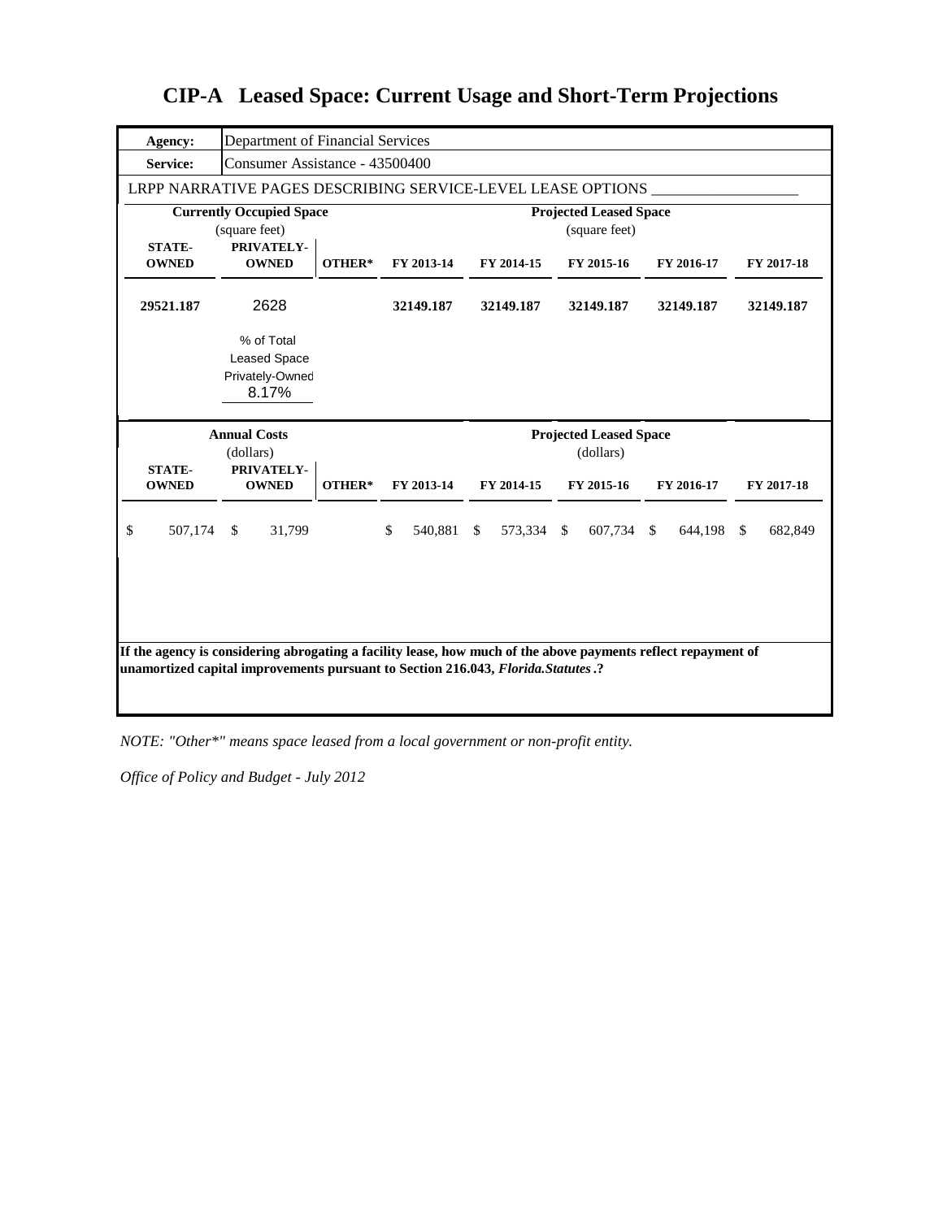# CIP-A Leased Space: Current Usage and Short-Term Projections

| **Agency:** | Department of Financial Services |
|---|---|
| **Service:** | Consumer Assistance - 43500400 |

LRPP NARRATIVE PAGES DESCRIBING SERVICE-LEVEL LEASE OPTIONS ___________________

| **Currently Occupied Space** (square feet) | | | **Projected Leased Space** (square feet) | | | | |
|---|---|---|---|---|---|---|---|
| **STATE-OWNED** | **PRIVATELY-OWNED** | **OTHER*** | **FY 2013-14** | **FY 2014-15** | **FY 2015-16** | **FY 2016-17** | **FY 2017-18** |
| 29521.187 | 2628 | | 32149.187 | 32149.187 | 32149.187 | 32149.187 | 32149.187 |
| | % of Total Leased Space Privately-Owned 8.17% | | | | | | |

| **Annual Costs** (dollars) | | | **Projected Leased Space** (dollars) | | | | |
|---|---|---|---|---|---|---|---|
| **STATE-OWNED** | **PRIVATELY-OWNED** | **OTHER*** | **FY 2013-14** | **FY 2014-15** | **FY 2015-16** | **FY 2016-17** | **FY 2017-18** |
| $ 507,174 | $ 31,799 | | $ 540,881 | $ 573,334 | $ 607,734 | $ 644,198 | $ 682,849 |

**If the agency is considering abrogating a facility lease, how much of the above payments reflect repayment of unamortized capital improvements pursuant to Section 216.043, *Florida.Statutes*.?**

*NOTE: "Other*" means space leased from a local government or non-profit entity.*

*Office of Policy and Budget - July 2012*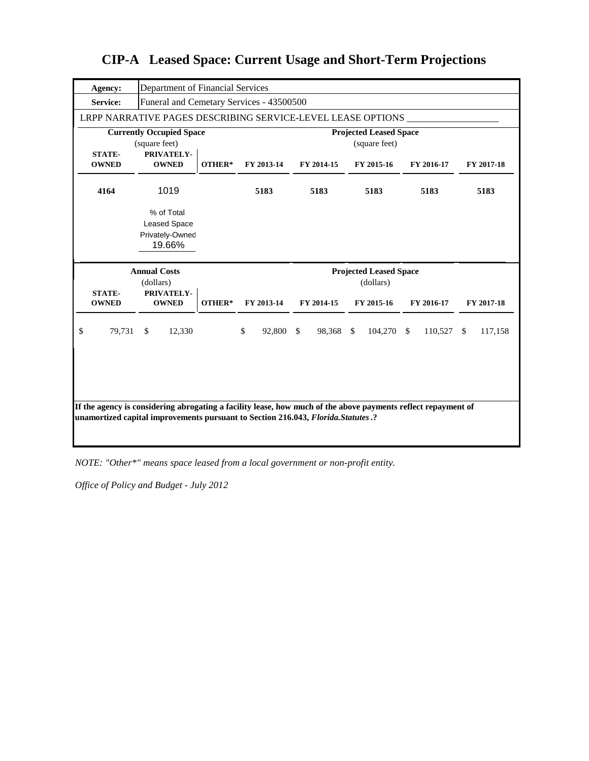# CIP-A Leased Space: Current Usage and Short-Term Projections

| **Agency:** | Department of Financial Services |
|---|---|
| **Service:** | Funeral and Cemetary Services - 43500500 |

LRPP NARRATIVE PAGES DESCRIBING SERVICE-LEVEL LEASE OPTIONS ___________________

| **Currently Occupied Space** (square feet) | | | **Projected Leased Space** (square feet) | | | | |
|---|---|---|---|---|---|---|---|
| **STATE-OWNED** | **PRIVATELY-OWNED** | **OTHER*** | **FY 2013-14** | **FY 2014-15** | **FY 2015-16** | **FY 2016-17** | **FY 2017-18** |
| **4164** | 1019 | | **5183** | **5183** | **5183** | **5183** | **5183** |
| | % of Total Leased Space Privately-Owned 19.66% | | | | | | |

| **Annual Costs** (dollars) | | | **Projected Leased Space** (dollars) | | | | |
|---|---|---|---|---|---|---|---|
| **STATE-OWNED** | **PRIVATELY-OWNED** | **OTHER*** | **FY 2013-14** | **FY 2014-15** | **FY 2015-16** | **FY 2016-17** | **FY 2017-18** |
| $ 79,731 | $ 12,330 | | $ 92,800 | $ 98,368 | $ 104,270 | $ 110,527 | $ 117,158 |

**If the agency is considering abrogating a facility lease, how much of the above payments reflect repayment of unamortized capital improvements pursuant to Section 216.043, *Florida.Statutes*.?**

*NOTE: "Other*" means space leased from a local government or non-profit entity.*

*Office of Policy and Budget - July 2012*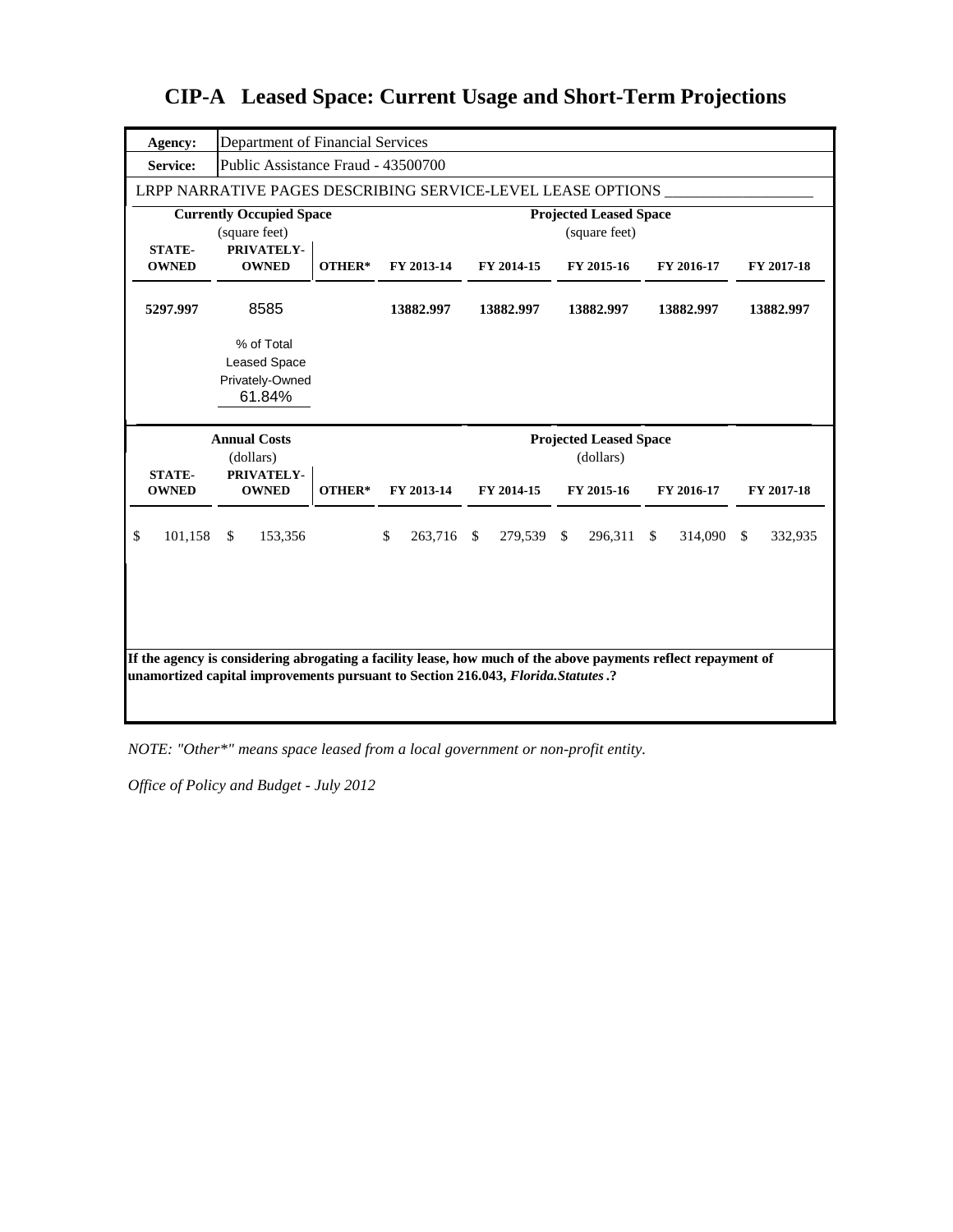# CIP-A Leased Space: Current Usage and Short-Term Projections

| **Agency:** | Department of Financial Services |
|---|---|
| **Service:** | Public Assistance Fraud - 43500700 |

LRPP NARRATIVE PAGES DESCRIBING SERVICE-LEVEL LEASE OPTIONS ___________________

| **Currently Occupied Space** (square feet) | | | **Projected Leased Space** (square feet) | | | | |
|---|---|---|---|---|---|---|---|
| **STATE-OWNED** | **PRIVATELY-OWNED** | **OTHER*** | **FY 2013-14** | **FY 2014-15** | **FY 2015-16** | **FY 2016-17** | **FY 2017-18** |
| **5297.997** | 8585 | | **13882.997** | **13882.997** | **13882.997** | **13882.997** | **13882.997** |
| | % of Total Leased Space Privately-Owned 61.84% | | | | | | |

| **Annual Costs** (dollars) | | | **Projected Leased Space** (dollars) | | | | |
|---|---|---|---|---|---|---|---|
| **STATE-OWNED** | **PRIVATELY-OWNED** | **OTHER*** | **FY 2013-14** | **FY 2014-15** | **FY 2015-16** | **FY 2016-17** | **FY 2017-18** |
| $ 101,158 | $ 153,356 | | $ 263,716 | $ 279,539 | $ 296,311 | $ 314,090 | $ 332,935 |

**If the agency is considering abrogating a facility lease, how much of the above payments reflect repayment of unamortized capital improvements pursuant to Section 216.043, *Florida.Statutes*.?**

*NOTE: "Other*" means space leased from a local government or non-profit entity.*

*Office of Policy and Budget - July 2012*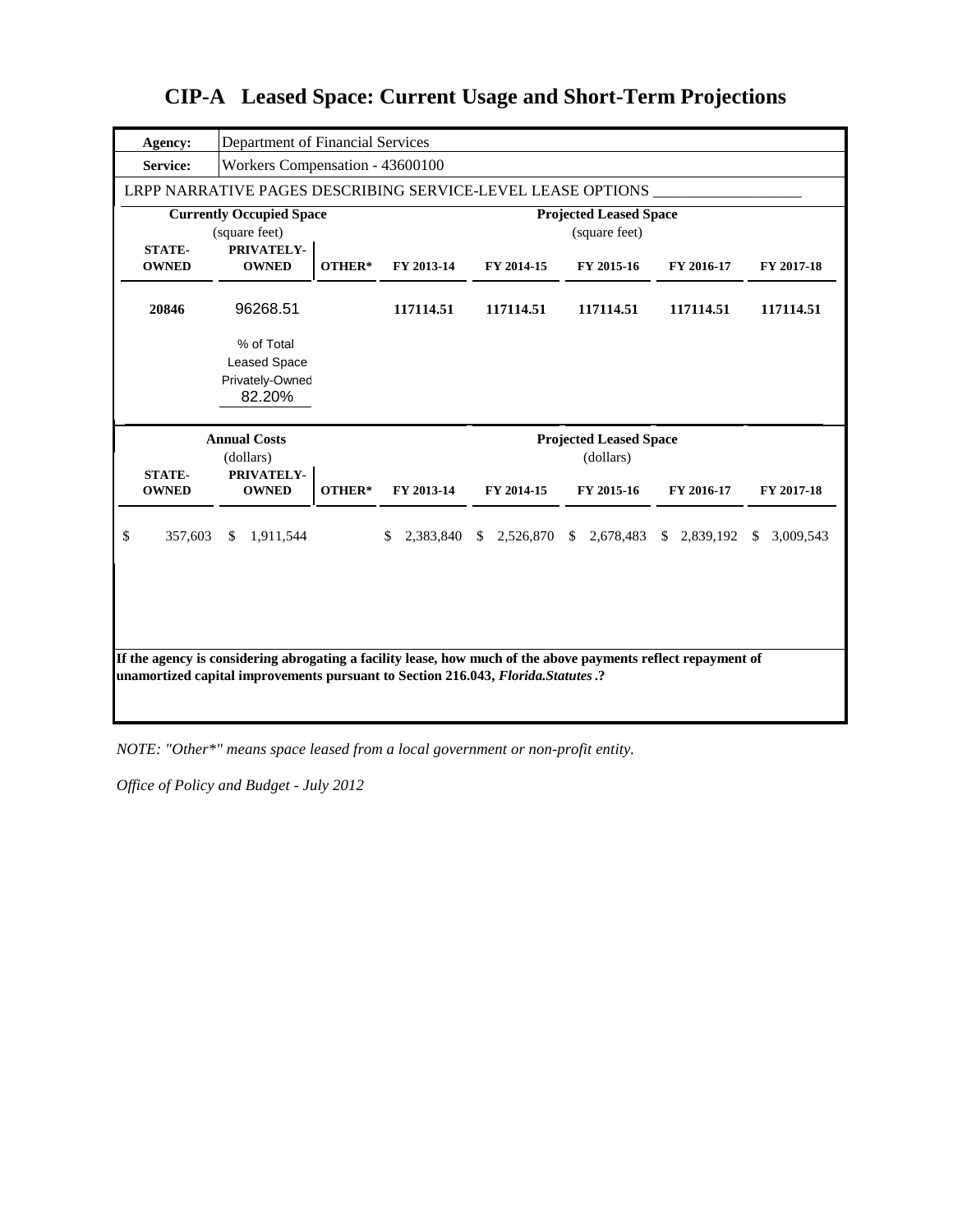# CIP-A Leased Space: Current Usage and Short-Term Projections

| **Agency:** | Department of Financial Services |
|---|---|
| **Service:** | Workers Compensation - 43600100 |

LRPP NARRATIVE PAGES DESCRIBING SERVICE-LEVEL LEASE OPTIONS ___________________

| **Currently Occupied Space** (square feet) | | | **Projected Leased Space** (square feet) | | | | |
|---|---|---|---|---|---|---|---|
| **STATE-OWNED** | **PRIVATELY-OWNED** | **OTHER*** | **FY 2013-14** | **FY 2014-15** | **FY 2015-16** | **FY 2016-17** | **FY 2017-18** |
| **20846** | 96268.51 | | **117114.51** | **117114.51** | **117114.51** | **117114.51** | **117114.51** |
| | % of Total Leased Space Privately-Owned 82.20% | | | | | | |

| **Annual Costs** (dollars) | | | **Projected Leased Space** (dollars) | | | | |
|---|---|---|---|---|---|---|---|
| **STATE-OWNED** | **PRIVATELY-OWNED** | **OTHER*** | **FY 2013-14** | **FY 2014-15** | **FY 2015-16** | **FY 2016-17** | **FY 2017-18** |
| $ 357,603 | $ 1,911,544 | | $ 2,383,840 | $ 2,526,870 | $ 2,678,483 | $ 2,839,192 | $ 3,009,543 |

**If the agency is considering abrogating a facility lease, how much of the above payments reflect repayment of unamortized capital improvements pursuant to Section 216.043, *Florida.Statutes*.?**

*NOTE: "Other*" means space leased from a local government or non-profit entity.*

*Office of Policy and Budget - July 2012*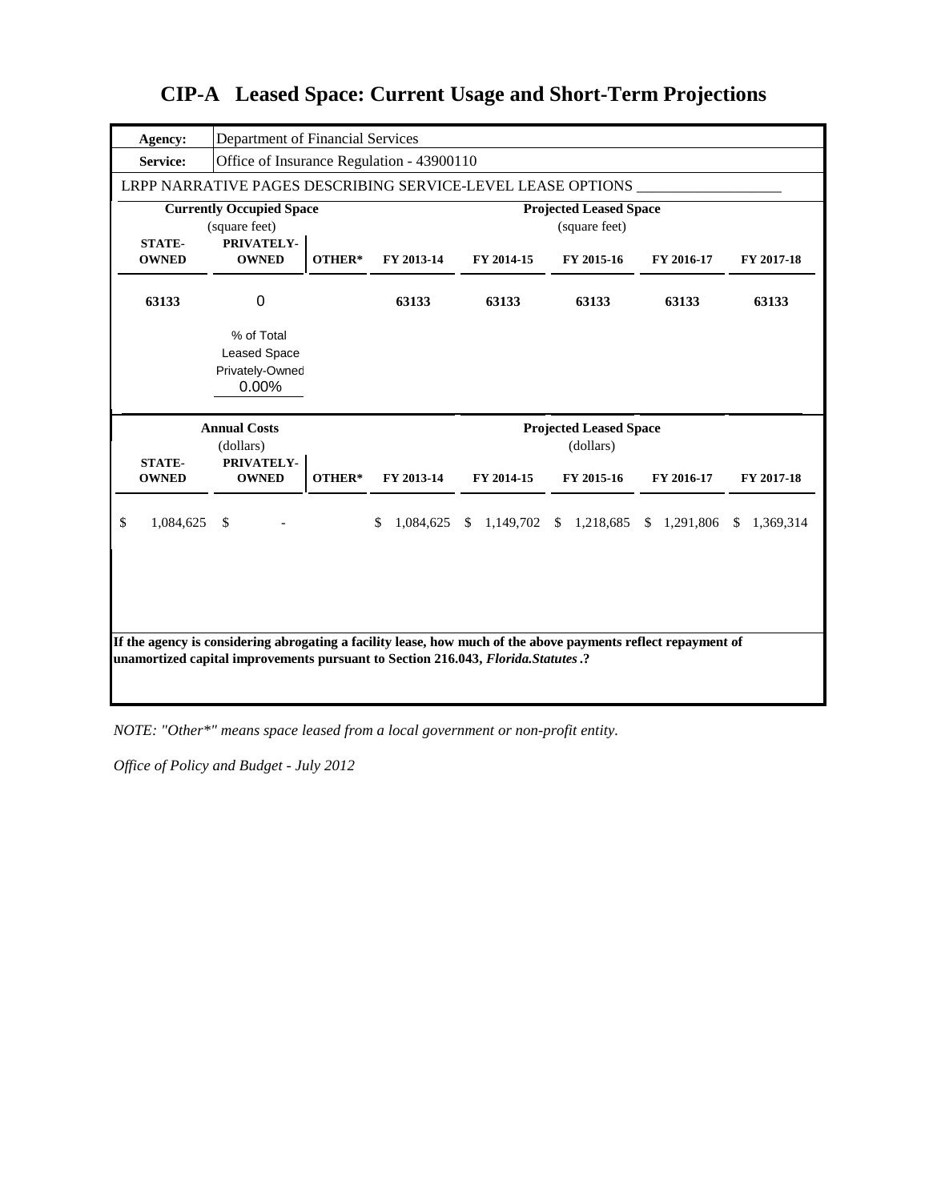# CIP-A Leased Space: Current Usage and Short-Term Projections

| | |
|---|---|
| **Agency:** | Department of Financial Services |
| **Service:** | Office of Insurance Regulation - 43900110 |

LRPP NARRATIVE PAGES DESCRIBING SERVICE-LEVEL LEASE OPTIONS ___________________

| **Currently Occupied Space** (square feet) | | | **Projected Leased Space** (square feet) | | | | |
|---|---|---|---|---|---|---|---|
| **STATE-OWNED** | **PRIVATELY-OWNED** | **OTHER*** | **FY 2013-14** | **FY 2014-15** | **FY 2015-16** | **FY 2016-17** | **FY 2017-18** |
| **63133** | 0 | | **63133** | **63133** | **63133** | **63133** | **63133** |
| | % of Total Leased Space Privately-Owned 0.00% | | | | | | |

| **Annual Costs** (dollars) | | | **Projected Leased Space** (dollars) | | | | |
|---|---|---|---|---|---|---|---|
| **STATE-OWNED** | **PRIVATELY-OWNED** | **OTHER*** | **FY 2013-14** | **FY 2014-15** | **FY 2015-16** | **FY 2016-17** | **FY 2017-18** |
| $ 1,084,625 | $ - | | $ 1,084,625 | $ 1,149,702 | $ 1,218,685 | $ 1,291,806 | $ 1,369,314 |

**If the agency is considering abrogating a facility lease, how much of the above payments reflect repayment of unamortized capital improvements pursuant to Section 216.043, *Florida.Statutes*.?**

*NOTE: "Other*" means space leased from a local government or non-profit entity.*

*Office of Policy and Budget - July 2012*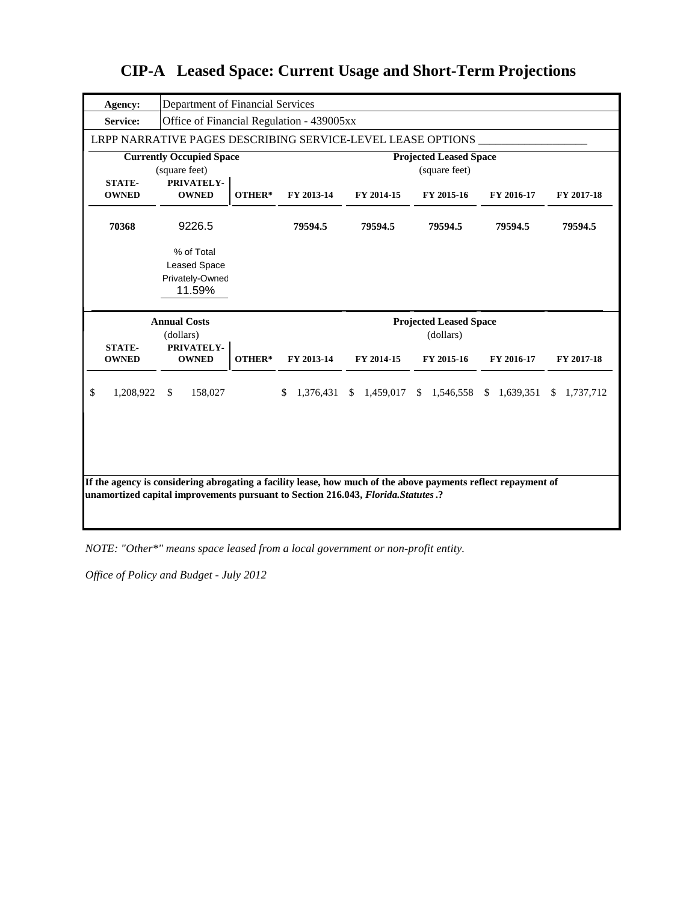# CIP-A Leased Space: Current Usage and Short-Term Projections

**Agency:** Department of Financial Services

**Service:** Office of Financial Regulation - 439005xx

LRPP NARRATIVE PAGES DESCRIBING SERVICE-LEVEL LEASE OPTIONS ___________________

| Currently Occupied Space (square feet) | | | Projected Leased Space (square feet) | | | | |
|---|---|---|---|---|---|---|---|
| **STATE-OWNED** | **PRIVATELY-OWNED** | **OTHER*** | **FY 2013-14** | **FY 2014-15** | **FY 2015-16** | **FY 2016-17** | **FY 2017-18** |
| 70368 | 9226.5 | | 79594.5 | 79594.5 | 79594.5 | 79594.5 | 79594.5 |
| | % of Total Leased Space Privately-Owned 11.59% | | | | | | |

| Annual Costs (dollars) | | | Projected Leased Space (dollars) | | | | |
|---|---|---|---|---|---|---|---|
| **STATE-OWNED** | **PRIVATELY-OWNED** | **OTHER*** | **FY 2013-14** | **FY 2014-15** | **FY 2015-16** | **FY 2016-17** | **FY 2017-18** |
| $ 1,208,922 | $ 158,027 | | $ 1,376,431 | $ 1,459,017 | $ 1,546,558 | $ 1,639,351 | $ 1,737,712 |

**If the agency is considering abrogating a facility lease, how much of the above payments reflect repayment of unamortized capital improvements pursuant to Section 216.043, *Florida.Statutes*.?**

*NOTE: "Other*" means space leased from a local government or non-profit entity.*

*Office of Policy and Budget - July 2012*